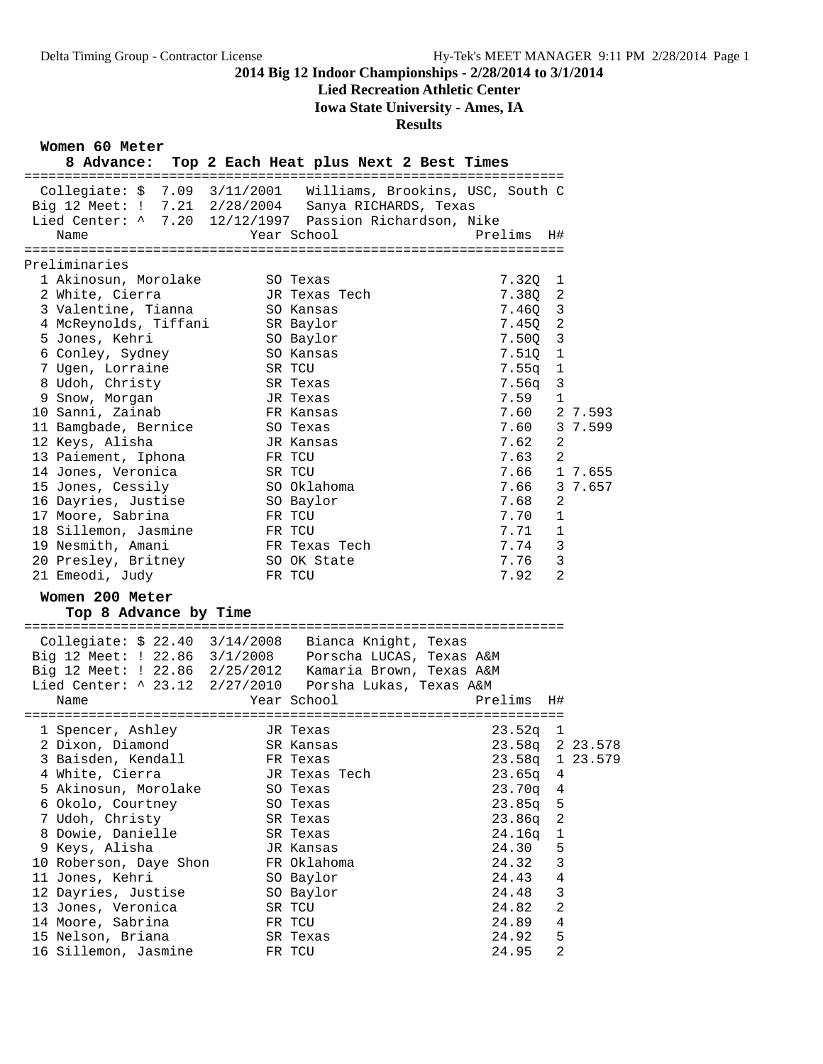**2014 Big 12 Indoor Championships - 2/28/2014 to 3/1/2014**

**Lied Recreation Athletic Center**

**Iowa State University - Ames, IA**

**Results**

## Women 60 Meter

### 8 Advance: Top 2 Each Heat plus Next 2 Best Times

Collegiate: $ 7.09 3/11/2001 Williams, Brookins, USC, South C
Big 12 Meet: ! 7.21 2/28/2004 Sanya RICHARDS, Texas
Lied Center: ^ 7.20 12/12/1997 Passion Richardson, Nike

**Preliminaries**

| | Name | Year | School | Prelims | H# | |
|---|---|---|---|---|---|---|
| 1 | Akinosun, Morolake | SO | Texas | 7.32Q | 1 | |
| 2 | White, Cierra | JR | Texas Tech | 7.38Q | 2 | |
| 3 | Valentine, Tianna | SO | Kansas | 7.46Q | 3 | |
| 4 | McReynolds, Tiffani | SR | Baylor | 7.45Q | 2 | |
| 5 | Jones, Kehri | SO | Baylor | 7.50Q | 3 | |
| 6 | Conley, Sydney | SO | Kansas | 7.51Q | 1 | |
| 7 | Ugen, Lorraine | SR | TCU | 7.55q | 1 | |
| 8 | Udoh, Christy | SR | Texas | 7.56q | 3 | |
| 9 | Snow, Morgan | JR | Texas | 7.59 | 1 | |
| 10 | Sanni, Zainab | FR | Kansas | 7.60 | 2 | 7.593 |
| 11 | Bamgbade, Bernice | SO | Texas | 7.60 | 3 | 7.599 |
| 12 | Keys, Alisha | JR | Kansas | 7.62 | 2 | |
| 13 | Paiement, Iphona | FR | TCU | 7.63 | 2 | |
| 14 | Jones, Veronica | SR | TCU | 7.66 | 1 | 7.655 |
| 15 | Jones, Cessily | SO | Oklahoma | 7.66 | 3 | 7.657 |
| 16 | Dayries, Justise | SO | Baylor | 7.68 | 2 | |
| 17 | Moore, Sabrina | FR | TCU | 7.70 | 1 | |
| 18 | Sillemon, Jasmine | FR | TCU | 7.71 | 1 | |
| 19 | Nesmith, Amani | FR | Texas Tech | 7.74 | 3 | |
| 20 | Presley, Britney | SO | OK State | 7.76 | 3 | |
| 21 | Emeodi, Judy | FR | TCU | 7.92 | 2 | |

## Women 200 Meter

### Top 8 Advance by Time

Collegiate: $ 22.40 3/14/2008 Bianca Knight, Texas
Big 12 Meet: ! 22.86 3/1/2008 Porscha LUCAS, Texas A&M
Big 12 Meet: ! 22.86 2/25/2012 Kamaria Brown, Texas A&M
Lied Center: ^ 23.12 2/27/2010 Porsha Lukas, Texas A&M

| | Name | Year | School | Prelims | H# | |
|---|---|---|---|---|---|---|
| 1 | Spencer, Ashley | JR | Texas | 23.52q | 1 | |
| 2 | Dixon, Diamond | SR | Kansas | 23.58q | 2 | 23.578 |
| 3 | Baisden, Kendall | FR | Texas | 23.58q | 1 | 23.579 |
| 4 | White, Cierra | JR | Texas Tech | 23.65q | 4 | |
| 5 | Akinosun, Morolake | SO | Texas | 23.70q | 4 | |
| 6 | Okolo, Courtney | SO | Texas | 23.85q | 5 | |
| 7 | Udoh, Christy | SR | Texas | 23.86q | 2 | |
| 8 | Dowie, Danielle | SR | Texas | 24.16q | 1 | |
| 9 | Keys, Alisha | JR | Kansas | 24.30 | 5 | |
| 10 | Roberson, Daye Shon | FR | Oklahoma | 24.32 | 3 | |
| 11 | Jones, Kehri | SO | Baylor | 24.43 | 4 | |
| 12 | Dayries, Justise | SO | Baylor | 24.48 | 3 | |
| 13 | Jones, Veronica | SR | TCU | 24.82 | 2 | |
| 14 | Moore, Sabrina | FR | TCU | 24.89 | 4 | |
| 15 | Nelson, Briana | SR | Texas | 24.92 | 5 | |
| 16 | Sillemon, Jasmine | FR | TCU | 24.95 | 2 | |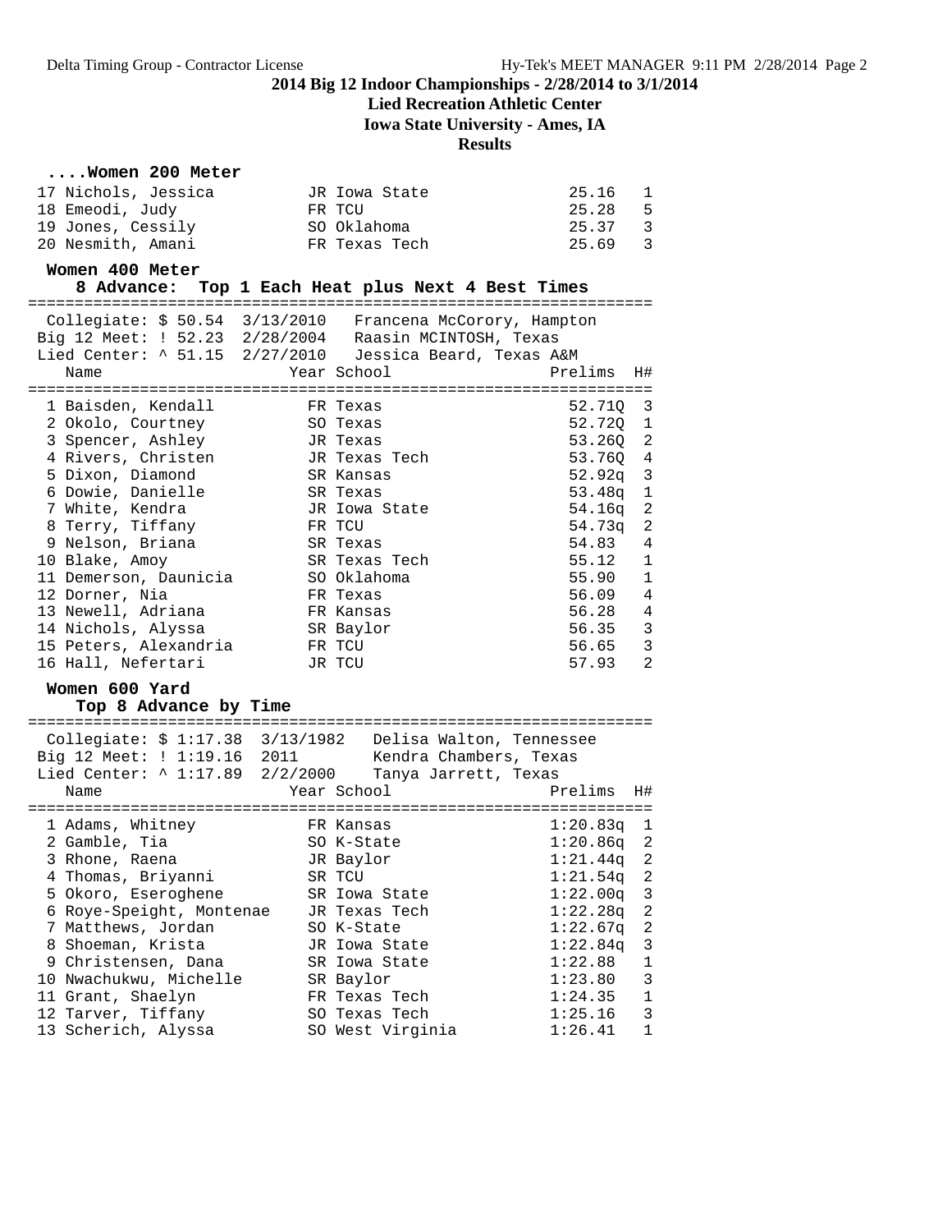# 2014 Big 12 Indoor Championships - 2/28/2014 to 3/1/2014

**Lied Recreation Athletic Center**

**Iowa State University - Ames, IA**

**Results**

### ....Women 200 Meter

| Place | Name | Year | School | Time | H# |
|---|---|---|---|---|---|
| 17 | Nichols, Jessica | JR | Iowa State | 25.16 | 1 |
| 18 | Emeodi, Judy | FR | TCU | 25.28 | 5 |
| 19 | Jones, Cessily | SO | Oklahoma | 25.37 | 3 |
| 20 | Nesmith, Amani | FR | Texas Tech | 25.69 | 3 |

### Women 400 Meter

8 Advance: Top 1 Each Heat plus Next 4 Best Times

Collegiate: $ 50.54 3/13/2010 Francena McCorory, Hampton
Big 12 Meet: ! 52.23 2/28/2004 Raasin MCINTOSH, Texas
Lied Center: ^ 51.15 2/27/2010 Jessica Beard, Texas A&M

| Place | Name | Year | School | Prelims | H# |
|---|---|---|---|---|---|
| 1 | Baisden, Kendall | FR | Texas | 52.71Q | 3 |
| 2 | Okolo, Courtney | SO | Texas | 52.72Q | 1 |
| 3 | Spencer, Ashley | JR | Texas | 53.26Q | 2 |
| 4 | Rivers, Christen | JR | Texas Tech | 53.76Q | 4 |
| 5 | Dixon, Diamond | SR | Kansas | 52.92q | 3 |
| 6 | Dowie, Danielle | SR | Texas | 53.48q | 1 |
| 7 | White, Kendra | JR | Iowa State | 54.16q | 2 |
| 8 | Terry, Tiffany | FR | TCU | 54.73q | 2 |
| 9 | Nelson, Briana | SR | Texas | 54.83 | 4 |
| 10 | Blake, Amoy | SR | Texas Tech | 55.12 | 1 |
| 11 | Demerson, Daunicia | SO | Oklahoma | 55.90 | 1 |
| 12 | Dorner, Nia | FR | Texas | 56.09 | 4 |
| 13 | Newell, Adriana | FR | Kansas | 56.28 | 4 |
| 14 | Nichols, Alyssa | SR | Baylor | 56.35 | 3 |
| 15 | Peters, Alexandria | FR | TCU | 56.65 | 3 |
| 16 | Hall, Nefertari | JR | TCU | 57.93 | 2 |

### Women 600 Yard

Top 8 Advance by Time

Collegiate: $ 1:17.38 3/13/1982 Delisa Walton, Tennessee
Big 12 Meet: ! 1:19.16 2011 Kendra Chambers, Texas
Lied Center: ^ 1:17.89 2/2/2000 Tanya Jarrett, Texas

| Place | Name | Year | School | Prelims | H# |
|---|---|---|---|---|---|
| 1 | Adams, Whitney | FR | Kansas | 1:20.83q | 1 |
| 2 | Gamble, Tia | SO | K-State | 1:20.86q | 2 |
| 3 | Rhone, Raena | JR | Baylor | 1:21.44q | 2 |
| 4 | Thomas, Briyanni | SR | TCU | 1:21.54q | 2 |
| 5 | Okoro, Eseroghene | SR | Iowa State | 1:22.00q | 3 |
| 6 | Roye-Speight, Montenae | JR | Texas Tech | 1:22.28q | 2 |
| 7 | Matthews, Jordan | SO | K-State | 1:22.67q | 2 |
| 8 | Shoeman, Krista | JR | Iowa State | 1:22.84q | 3 |
| 9 | Christensen, Dana | SR | Iowa State | 1:22.88 | 1 |
| 10 | Nwachukwu, Michelle | SR | Baylor | 1:23.80 | 3 |
| 11 | Grant, Shaelyn | FR | Texas Tech | 1:24.35 | 1 |
| 12 | Tarver, Tiffany | SO | Texas Tech | 1:25.16 | 3 |
| 13 | Scherich, Alyssa | SO | West Virginia | 1:26.41 | 1 |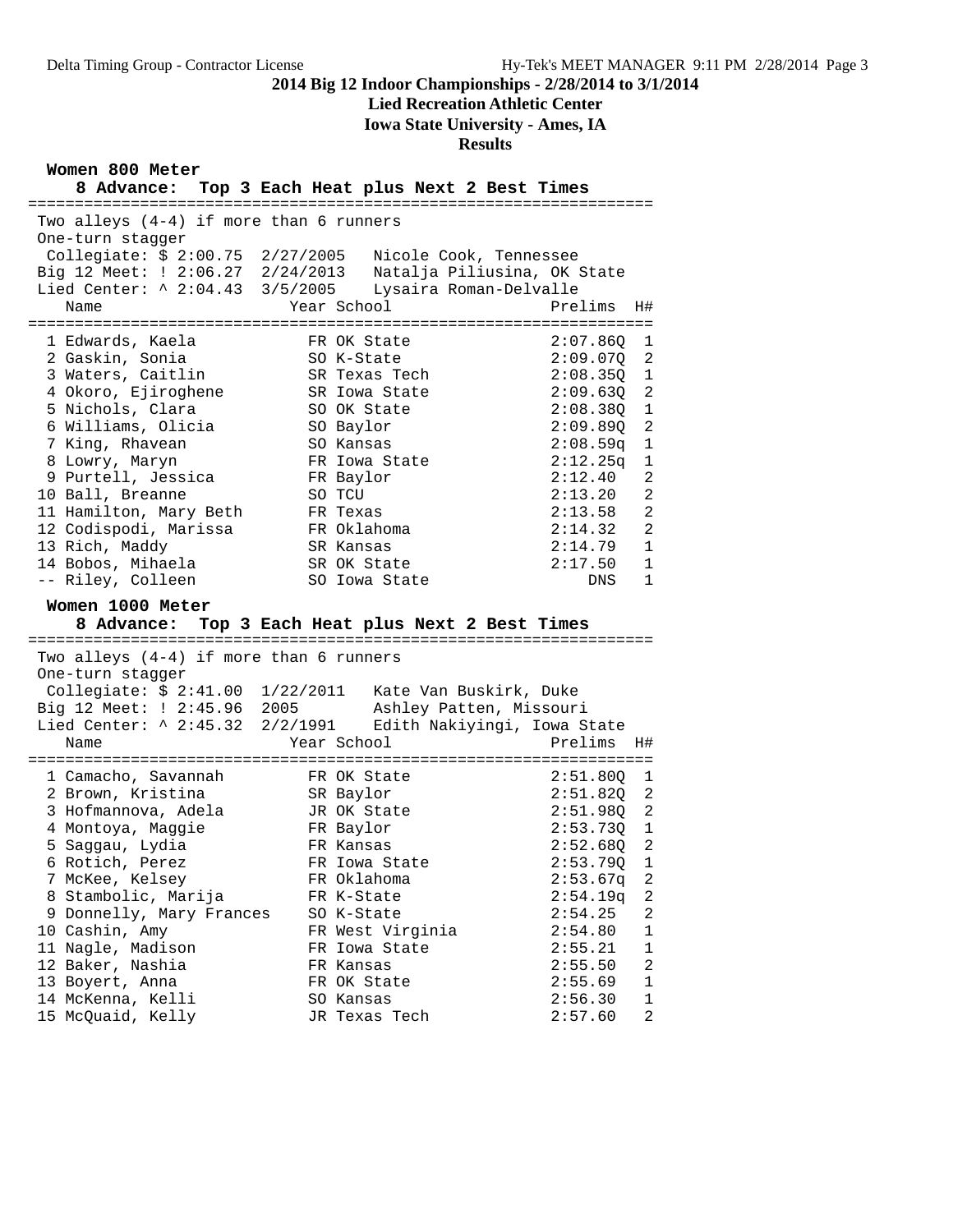### 2014 Big 12 Indoor Championships - 2/28/2014 to 3/1/2014

**Lied Recreation Athletic Center**

**Iowa State University - Ames, IA**

**Results**

## Women 800 Meter

**8 Advance: Top 3 Each Heat plus Next 2 Best Times**

Two alleys (4-4) if more than 6 runners

One-turn stagger

Collegiate: $ 2:00.75 2/27/2005 Nicole Cook, Tennessee

Big 12 Meet: ! 2:06.27 2/24/2013 Natalja Piliusina, OK State

Lied Center: ^ 2:04.43 3/5/2005 Lysaira Roman-Delvalle

| | Name | Year | School | Prelims | H# |
|---|---|---|---|---|---|
| 1 | Edwards, Kaela | FR | OK State | 2:07.86Q | 1 |
| 2 | Gaskin, Sonia | SO | K-State | 2:09.07Q | 2 |
| 3 | Waters, Caitlin | SR | Texas Tech | 2:08.35Q | 1 |
| 4 | Okoro, Ejiroghene | SR | Iowa State | 2:09.63Q | 2 |
| 5 | Nichols, Clara | SO | OK State | 2:08.38Q | 1 |
| 6 | Williams, Olicia | SO | Baylor | 2:09.89Q | 2 |
| 7 | King, Rhavean | SO | Kansas | 2:08.59q | 1 |
| 8 | Lowry, Maryn | FR | Iowa State | 2:12.25q | 1 |
| 9 | Purtell, Jessica | FR | Baylor | 2:12.40 | 2 |
| 10 | Ball, Breanne | SO | TCU | 2:13.20 | 2 |
| 11 | Hamilton, Mary Beth | FR | Texas | 2:13.58 | 2 |
| 12 | Codispodi, Marissa | FR | Oklahoma | 2:14.32 | 2 |
| 13 | Rich, Maddy | SR | Kansas | 2:14.79 | 1 |
| 14 | Bobos, Mihaela | SR | OK State | 2:17.50 | 1 |
| -- | Riley, Colleen | SO | Iowa State | DNS | 1 |

## Women 1000 Meter

**8 Advance: Top 3 Each Heat plus Next 2 Best Times**

Two alleys (4-4) if more than 6 runners

One-turn stagger

Collegiate: $ 2:41.00 1/22/2011 Kate Van Buskirk, Duke

Big 12 Meet: ! 2:45.96 2005 Ashley Patten, Missouri

Lied Center: ^ 2:45.32 2/2/1991 Edith Nakiyingi, Iowa State

| | Name | Year | School | Prelims | H# |
|---|---|---|---|---|---|
| 1 | Camacho, Savannah | FR | OK State | 2:51.80Q | 1 |
| 2 | Brown, Kristina | SR | Baylor | 2:51.82Q | 2 |
| 3 | Hofmannova, Adela | JR | OK State | 2:51.98Q | 2 |
| 4 | Montoya, Maggie | FR | Baylor | 2:53.73Q | 1 |
| 5 | Saggau, Lydia | FR | Kansas | 2:52.68Q | 2 |
| 6 | Rotich, Perez | FR | Iowa State | 2:53.79Q | 1 |
| 7 | McKee, Kelsey | FR | Oklahoma | 2:53.67q | 2 |
| 8 | Stambolic, Marija | FR | K-State | 2:54.19q | 2 |
| 9 | Donnelly, Mary Frances | SO | K-State | 2:54.25 | 2 |
| 10 | Cashin, Amy | FR | West Virginia | 2:54.80 | 1 |
| 11 | Nagle, Madison | FR | Iowa State | 2:55.21 | 1 |
| 12 | Baker, Nashia | FR | Kansas | 2:55.50 | 2 |
| 13 | Boyert, Anna | FR | OK State | 2:55.69 | 1 |
| 14 | McKenna, Kelli | SO | Kansas | 2:56.30 | 1 |
| 15 | McQuaid, Kelly | JR | Texas Tech | 2:57.60 | 2 |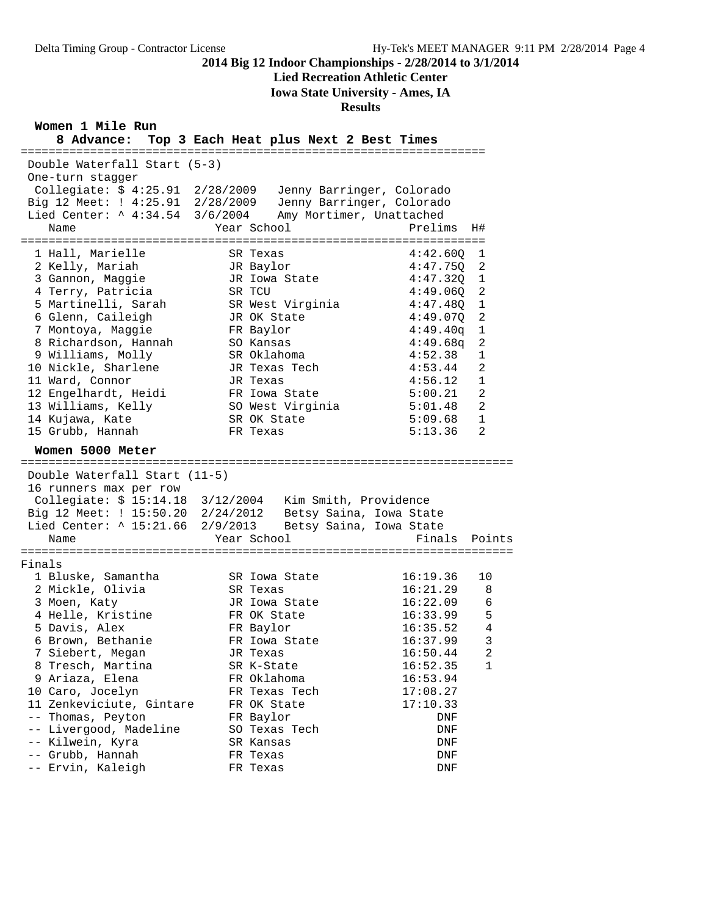# 2014 Big 12 Indoor Championships - 2/28/2014 to 3/1/2014

**Lied Recreation Athletic Center**

**Iowa State University - Ames, IA**

**Results**

## Women 1 Mile Run

**8 Advance: Top 3 Each Heat plus Next 2 Best Times**

Double Waterfall Start (5-3)
One-turn stagger

Collegiate: $ 4:25.91 2/28/2009 Jenny Barringer, Colorado
Big 12 Meet: ! 4:25.91 2/28/2009 Jenny Barringer, Colorado
Lied Center: ^ 4:34.54 3/6/2004 Amy Mortimer, Unattached

| | Name | Year | School | Prelims | H# |
|---|---|---|---|---|---|
| 1 | Hall, Marielle | SR | Texas | 4:42.60Q | 1 |
| 2 | Kelly, Mariah | JR | Baylor | 4:47.75Q | 2 |
| 3 | Gannon, Maggie | JR | Iowa State | 4:47.32Q | 1 |
| 4 | Terry, Patricia | SR | TCU | 4:49.06Q | 2 |
| 5 | Martinelli, Sarah | SR | West Virginia | 4:47.48Q | 1 |
| 6 | Glenn, Caileigh | JR | OK State | 4:49.07Q | 2 |
| 7 | Montoya, Maggie | FR | Baylor | 4:49.40q | 1 |
| 8 | Richardson, Hannah | SO | Kansas | 4:49.68q | 2 |
| 9 | Williams, Molly | SR | Oklahoma | 4:52.38 | 1 |
| 10 | Nickle, Sharlene | JR | Texas Tech | 4:53.44 | 2 |
| 11 | Ward, Connor | JR | Texas | 4:56.12 | 1 |
| 12 | Engelhardt, Heidi | FR | Iowa State | 5:00.21 | 2 |
| 13 | Williams, Kelly | SO | West Virginia | 5:01.48 | 2 |
| 14 | Kujawa, Kate | SR | OK State | 5:09.68 | 1 |
| 15 | Grubb, Hannah | FR | Texas | 5:13.36 | 2 |

## Women 5000 Meter

Double Waterfall Start (11-5)
16 runners max per row

Collegiate: $ 15:14.18 3/12/2004 Kim Smith, Providence
Big 12 Meet: ! 15:50.20 2/24/2012 Betsy Saina, Iowa State
Lied Center: ^ 15:21.66 2/9/2013 Betsy Saina, Iowa State

**Finals**

| | Name | Year | School | Finals | Points |
|---|---|---|---|---|---|
| 1 | Bluske, Samantha | SR | Iowa State | 16:19.36 | 10 |
| 2 | Mickle, Olivia | SR | Texas | 16:21.29 | 8 |
| 3 | Moen, Katy | JR | Iowa State | 16:22.09 | 6 |
| 4 | Helle, Kristine | FR | OK State | 16:33.99 | 5 |
| 5 | Davis, Alex | FR | Baylor | 16:35.52 | 4 |
| 6 | Brown, Bethanie | FR | Iowa State | 16:37.99 | 3 |
| 7 | Siebert, Megan | JR | Texas | 16:50.44 | 2 |
| 8 | Tresch, Martina | SR | K-State | 16:52.35 | 1 |
| 9 | Ariaza, Elena | FR | Oklahoma | 16:53.94 | |
| 10 | Caro, Jocelyn | FR | Texas Tech | 17:08.27 | |
| 11 | Zenkeviciute, Gintare | FR | OK State | 17:10.33 | |
| -- | Thomas, Peyton | FR | Baylor | DNF | |
| -- | Livergood, Madeline | SO | Texas Tech | DNF | |
| -- | Kilwein, Kyra | SR | Kansas | DNF | |
| -- | Grubb, Hannah | FR | Texas | DNF | |
| -- | Ervin, Kaleigh | FR | Texas | DNF | |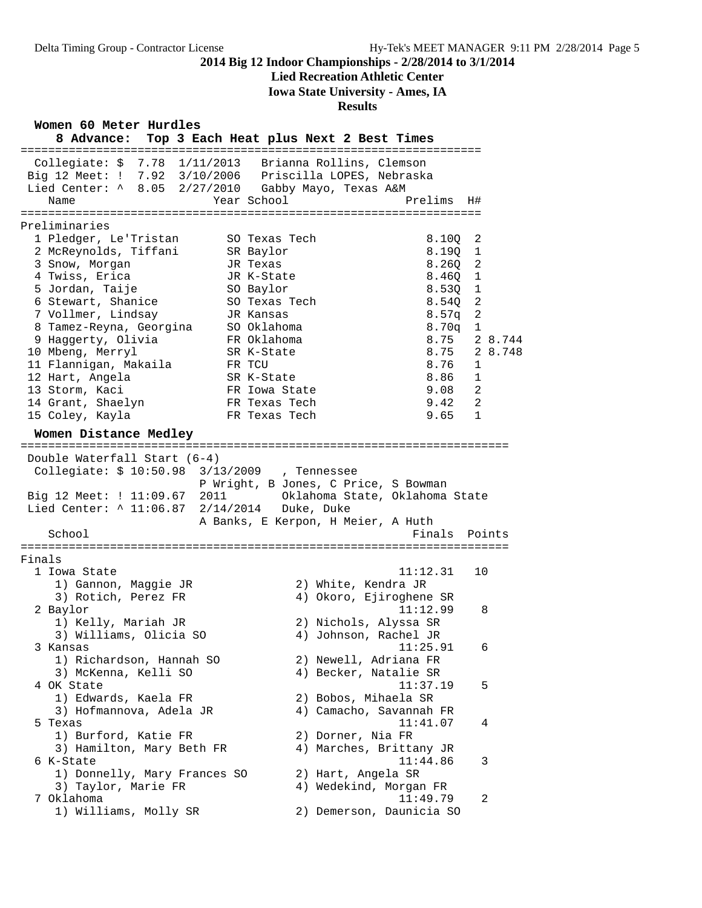**2014 Big 12 Indoor Championships - 2/28/2014 to 3/1/2014**
**Lied Recreation Athletic Center**
**Iowa State University - Ames, IA**
**Results**

## Women 60 Meter Hurdles

8 Advance: Top 3 Each Heat plus Next 2 Best Times

Collegiate: $ 7.78 1/11/2013 Brianna Rollins, Clemson
Big 12 Meet: ! 7.92 3/10/2006 Priscilla LOPES, Nebraska
Lied Center: ^ 8.05 2/27/2010 Gabby Mayo, Texas A&M

Preliminaries

| Place | Name | Year | School | Prelims | H# | |
|---|---|---|---|---|---|---|
| 1 | Pledger, Le'Tristan | SO | Texas Tech | 8.10Q | 2 | |
| 2 | McReynolds, Tiffani | SR | Baylor | 8.19Q | 1 | |
| 3 | Snow, Morgan | JR | Texas | 8.26Q | 2 | |
| 4 | Twiss, Erica | JR | K-State | 8.46Q | 1 | |
| 5 | Jordan, Taije | SO | Baylor | 8.53Q | 1 | |
| 6 | Stewart, Shanice | SO | Texas Tech | 8.54Q | 2 | |
| 7 | Vollmer, Lindsay | JR | Kansas | 8.57q | 2 | |
| 8 | Tamez-Reyna, Georgina | SO | Oklahoma | 8.70q | 1 | |
| 9 | Haggerty, Olivia | FR | Oklahoma | 8.75 | 2 | 8.744 |
| 10 | Mbeng, Merryl | SR | K-State | 8.75 | 2 | 8.748 |
| 11 | Flannigan, Makaila | FR | TCU | 8.76 | 1 | |
| 12 | Hart, Angela | SR | K-State | 8.86 | 1 | |
| 13 | Storm, Kaci | FR | Iowa State | 9.08 | 2 | |
| 14 | Grant, Shaelyn | FR | Texas Tech | 9.42 | 2 | |
| 15 | Coley, Kayla | FR | Texas Tech | 9.65 | 1 | |

## Women Distance Medley

Double Waterfall Start (6-4)
Collegiate: $ 10:50.98 3/13/2009 , Tennessee
P Wright, B Jones, C Price, S Bowman
Big 12 Meet: ! 11:09.67 2011 Oklahoma State, Oklahoma State
Lied Center: ^ 11:06.87 2/14/2014 Duke, Duke
A Banks, E Kerpon, H Meier, A Huth

Finals

| Place | School | Finals | Points |
|---|---|---|---|
| 1 | Iowa State | 11:12.31 | 10 |
| | 1) Gannon, Maggie JR; 2) White, Kendra JR; 3) Rotich, Perez FR; 4) Okoro, Ejiroghene SR | | |
| 2 | Baylor | 11:12.99 | 8 |
| | 1) Kelly, Mariah JR; 2) Nichols, Alyssa SR; 3) Williams, Olicia SO; 4) Johnson, Rachel JR | | |
| 3 | Kansas | 11:25.91 | 6 |
| | 1) Richardson, Hannah SO; 2) Newell, Adriana FR; 3) McKenna, Kelli SO; 4) Becker, Natalie SR | | |
| 4 | OK State | 11:37.19 | 5 |
| | 1) Edwards, Kaela FR; 2) Bobos, Mihaela SR; 3) Hofmannova, Adela JR; 4) Camacho, Savannah FR | | |
| 5 | Texas | 11:41.07 | 4 |
| | 1) Burford, Katie FR; 2) Dorner, Nia FR; 3) Hamilton, Mary Beth FR; 4) Marches, Brittany JR | | |
| 6 | K-State | 11:44.86 | 3 |
| | 1) Donnelly, Mary Frances SO; 2) Hart, Angela SR; 3) Taylor, Marie FR; 4) Wedekind, Morgan FR | | |
| 7 | Oklahoma | 11:49.79 | 2 |
| | 1) Williams, Molly SR; 2) Demerson, Daunicia SO | | |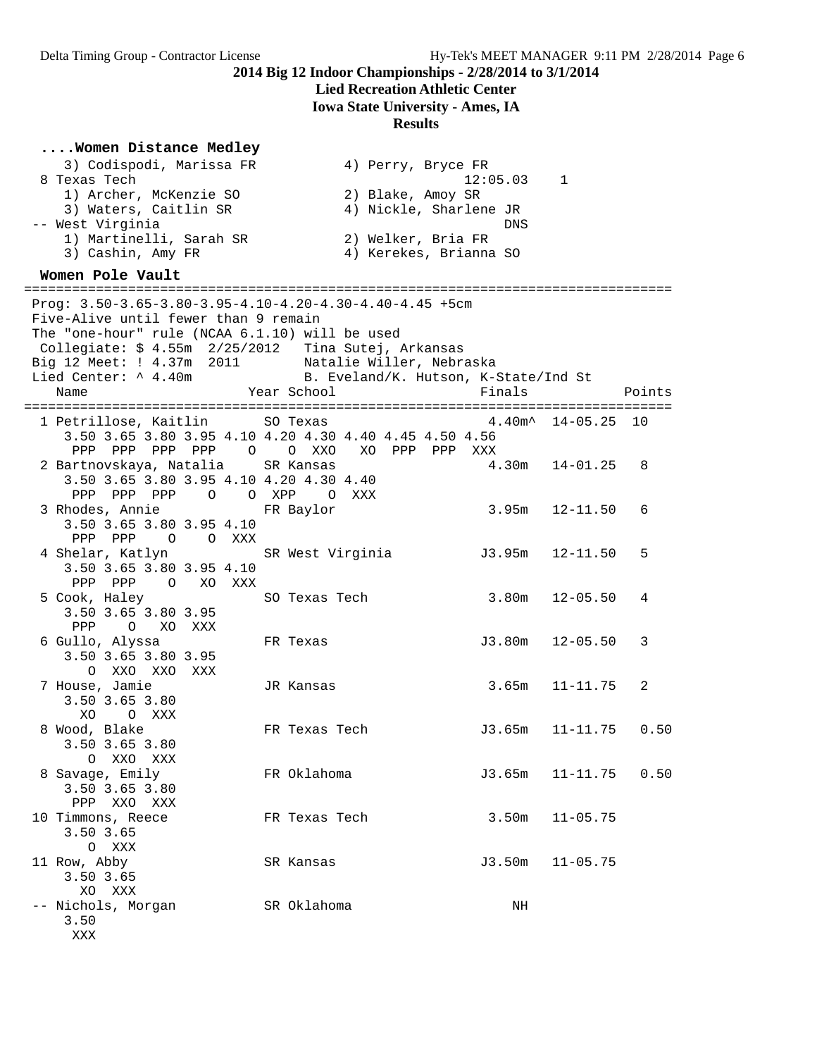**2014 Big 12 Indoor Championships - 2/28/2014 to 3/1/2014**
**Lied Recreation Athletic Center**
**Iowa State University - Ames, IA**
**Results**

```
....Women Distance Medley
    3) Codispodi, Marissa FR          4) Perry, Bryce FR
  8 Texas Tech                                     12:05.03    1
    1) Archer, McKenzie SO            2) Blake, Amoy SR
    3) Waters, Caitlin SR             4) Nickle, Sharlene JR
 -- West Virginia                                      DNS
    1) Martinelli, Sarah SR           2) Welker, Bria FR
    3) Cashin, Amy FR                 4) Kerekes, Brianna SO
```

```
Women Pole Vault
================================================================================
 Prog: 3.50-3.65-3.80-3.95-4.10-4.20-4.30-4.40-4.45 +5cm
 Five-Alive until fewer than 9 remain
 The "one-hour" rule (NCAA 6.1.10) will be used
  Collegiate: $ 4.55m  2/25/2012   Tina Sutej, Arkansas
 Big 12 Meet: ! 4.37m  2011        Natalie Willer, Nebraska
 Lied Center: ^ 4.40m              B. Eveland/K. Hutson, K-State/Ind St
    Name                    Year School                  Finals            Points
================================================================================
  1 Petrillose, Kaitlin      SO Texas                    4.40m^  14-05.25  10
     3.50 3.65 3.80 3.95 4.10 4.20 4.30 4.40 4.45 4.50 4.56
      PPP  PPP  PPP  PPP    O    O  XXO   XO  PPP  PPP  XXX
  2 Bartnovskaya, Natalia    SR Kansas                    4.30m  14-01.25   8
     3.50 3.65 3.80 3.95 4.10 4.20 4.30 4.40
      PPP  PPP  PPP    O    O  XPP    O  XXX
  3 Rhodes, Annie            FR Baylor                    3.95m  12-11.50   6
     3.50 3.65 3.80 3.95 4.10
      PPP  PPP    O    O  XXX
  4 Shelar, Katlyn           SR West Virginia            J3.95m  12-11.50   5
     3.50 3.65 3.80 3.95 4.10
      PPP  PPP    O   XO  XXX
  5 Cook, Haley              SO Texas Tech                3.80m  12-05.50   4
     3.50 3.65 3.80 3.95
      PPP    O   XO  XXX
  6 Gullo, Alyssa            FR Texas                    J3.80m  12-05.50   3
     3.50 3.65 3.80 3.95
        O  XXO  XXO  XXX
  7 House, Jamie             JR Kansas                    3.65m  11-11.75   2
     3.50 3.65 3.80
       XO    O  XXX
  8 Wood, Blake              FR Texas Tech               J3.65m  11-11.75   0.50
     3.50 3.65 3.80
        O  XXO  XXX
  8 Savage, Emily            FR Oklahoma                 J3.65m  11-11.75   0.50
     3.50 3.65 3.80
      PPP  XXO  XXX
 10 Timmons, Reece           FR Texas Tech                3.50m  11-05.75
     3.50 3.65
        O  XXX
 11 Row, Abby                SR Kansas                   J3.50m  11-05.75
     3.50 3.65
       XO  XXX
 -- Nichols, Morgan          SR Oklahoma                     NH
     3.50
      XXX
```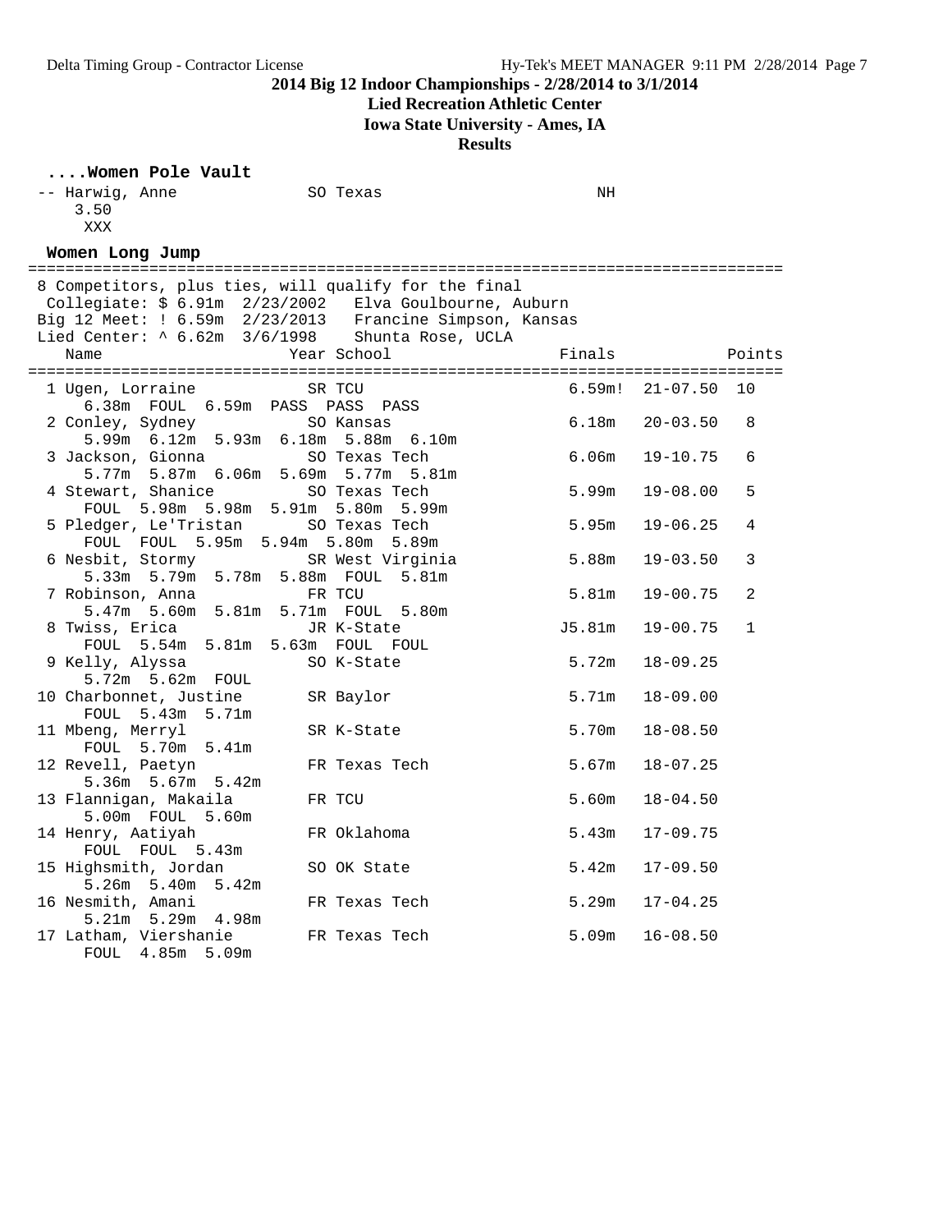2014 Big 12 Indoor Championships - 2/28/2014 to 3/1/2014

Lied Recreation Athletic Center

Iowa State University - Ames, IA

Results

### ....Women Pole Vault

```
 -- Harwig, Anne             SO Texas                       NH
     3.50
      XXX
```

### Women Long Jump

```
================================================================================
 8 Competitors, plus ties, will qualify for the final
  Collegiate: $ 6.91m  2/23/2002   Elva Goulbourne, Auburn
 Big 12 Meet: ! 6.59m  2/23/2013   Francine Simpson, Kansas
 Lied Center: ^ 6.62m  3/6/1998    Shunta Rose, UCLA
    Name                    Year School                 Finals            Points
================================================================================
  1 Ugen, Lorraine           SR TCU                      6.59m!  21-07.50  10
      6.38m  FOUL  6.59m  PASS  PASS  PASS
  2 Conley, Sydney           SO Kansas                   6.18m   20-03.50   8
      5.99m  6.12m  5.93m  6.18m  5.88m  6.10m
  3 Jackson, Gionna          SO Texas Tech               6.06m   19-10.75   6
      5.77m  5.87m  6.06m  5.69m  5.77m  5.81m
  4 Stewart, Shanice         SO Texas Tech               5.99m   19-08.00   5
      FOUL  5.98m  5.98m  5.91m  5.80m  5.99m
  5 Pledger, Le'Tristan      SO Texas Tech               5.95m   19-06.25   4
      FOUL  FOUL  5.95m  5.94m  5.80m  5.89m
  6 Nesbit, Stormy           SR West Virginia            5.88m   19-03.50   3
      5.33m  5.79m  5.78m  5.88m  FOUL  5.81m
  7 Robinson, Anna           FR TCU                      5.81m   19-00.75   2
      5.47m  5.60m  5.81m  5.71m  FOUL  5.80m
  8 Twiss, Erica             JR K-State                 J5.81m   19-00.75   1
      FOUL  5.54m  5.81m  5.63m  FOUL  FOUL
  9 Kelly, Alyssa            SO K-State                  5.72m   18-09.25
      5.72m  5.62m  FOUL
 10 Charbonnet, Justine      SR Baylor                   5.71m   18-09.00
      FOUL  5.43m  5.71m
 11 Mbeng, Merryl            SR K-State                  5.70m   18-08.50
      FOUL  5.70m  5.41m
 12 Revell, Paetyn           FR Texas Tech               5.67m   18-07.25
      5.36m  5.67m  5.42m
 13 Flannigan, Makaila       FR TCU                      5.60m   18-04.50
      5.00m  FOUL  5.60m
 14 Henry, Aatiyah           FR Oklahoma                 5.43m   17-09.75
      FOUL  FOUL  5.43m
 15 Highsmith, Jordan        SO OK State                 5.42m   17-09.50
      5.26m  5.40m  5.42m
 16 Nesmith, Amani           FR Texas Tech               5.29m   17-04.25
      5.21m  5.29m  4.98m
 17 Latham, Viershanie       FR Texas Tech               5.09m   16-08.50
      FOUL  4.85m  5.09m
```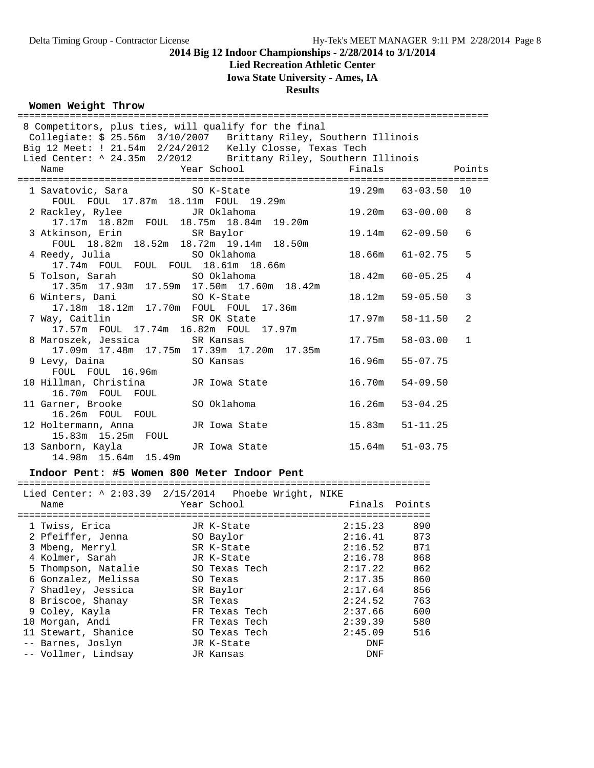## 2014 Big 12 Indoor Championships - 2/28/2014 to 3/1/2014

**Lied Recreation Athletic Center**

**Iowa State University - Ames, IA**

**Results**

### Women Weight Throw

8 Competitors, plus ties, will qualify for the final

Collegiate: $ 25.56m 3/10/2007 Brittany Riley, Southern Illinois

Big 12 Meet: ! 21.54m 2/24/2012 Kelly Closse, Texas Tech

Lied Center: ^ 24.35m 2/2012 Brittany Riley, Southern Illinois

| Place | Name | Year | School | Finals | | Points |
|---|---|---|---|---|---|---|
| 1 | Savatovic, Sara | SO | K-State | 19.29m | 63-03.50 | 10 |
| | FOUL FOUL 17.87m 18.11m FOUL 19.29m | | | | | |
| 2 | Rackley, Rylee | JR | Oklahoma | 19.20m | 63-00.00 | 8 |
| | 17.17m 18.82m FOUL 18.75m 18.84m 19.20m | | | | | |
| 3 | Atkinson, Erin | SR | Baylor | 19.14m | 62-09.50 | 6 |
| | FOUL 18.82m 18.52m 18.72m 19.14m 18.50m | | | | | |
| 4 | Reedy, Julia | SO | Oklahoma | 18.66m | 61-02.75 | 5 |
| | 17.74m FOUL FOUL FOUL 18.61m 18.66m | | | | | |
| 5 | Tolson, Sarah | SO | Oklahoma | 18.42m | 60-05.25 | 4 |
| | 17.35m 17.93m 17.59m 17.50m 17.60m 18.42m | | | | | |
| 6 | Winters, Dani | SO | K-State | 18.12m | 59-05.50 | 3 |
| | 17.18m 18.12m 17.70m FOUL FOUL 17.36m | | | | | |
| 7 | Way, Caitlin | SR | OK State | 17.97m | 58-11.50 | 2 |
| | 17.57m FOUL 17.74m 16.82m FOUL 17.97m | | | | | |
| 8 | Maroszek, Jessica | SR | Kansas | 17.75m | 58-03.00 | 1 |
| | 17.09m 17.48m 17.75m 17.39m 17.20m 17.35m | | | | | |
| 9 | Levy, Daina | SO | Kansas | 16.96m | 55-07.75 | |
| | FOUL FOUL 16.96m | | | | | |
| 10 | Hillman, Christina | JR | Iowa State | 16.70m | 54-09.50 | |
| | 16.70m FOUL FOUL | | | | | |
| 11 | Garner, Brooke | SO | Oklahoma | 16.26m | 53-04.25 | |
| | 16.26m FOUL FOUL | | | | | |
| 12 | Holtermann, Anna | JR | Iowa State | 15.83m | 51-11.25 | |
| | 15.83m 15.25m FOUL | | | | | |
| 13 | Sanborn, Kayla | JR | Iowa State | 15.64m | 51-03.75 | |
| | 14.98m 15.64m 15.49m | | | | | |

### Indoor Pent: #5 Women 800 Meter Indoor Pent

Lied Center: ^ 2:03.39 2/15/2014 Phoebe Wright, NIKE

| Place | Name | Year | School | Finals | Points |
|---|---|---|---|---|---|
| 1 | Twiss, Erica | JR | K-State | 2:15.23 | 890 |
| 2 | Pfeiffer, Jenna | SO | Baylor | 2:16.41 | 873 |
| 3 | Mbeng, Merryl | SR | K-State | 2:16.52 | 871 |
| 4 | Kolmer, Sarah | JR | K-State | 2:16.78 | 868 |
| 5 | Thompson, Natalie | SO | Texas Tech | 2:17.22 | 862 |
| 6 | Gonzalez, Melissa | SO | Texas | 2:17.35 | 860 |
| 7 | Shadley, Jessica | SR | Baylor | 2:17.64 | 856 |
| 8 | Briscoe, Shanay | SR | Texas | 2:24.52 | 763 |
| 9 | Coley, Kayla | FR | Texas Tech | 2:37.66 | 600 |
| 10 | Morgan, Andi | FR | Texas Tech | 2:39.39 | 580 |
| 11 | Stewart, Shanice | SO | Texas Tech | 2:45.09 | 516 |
| -- | Barnes, Joslyn | JR | K-State | DNF | |
| -- | Vollmer, Lindsay | JR | Kansas | DNF | |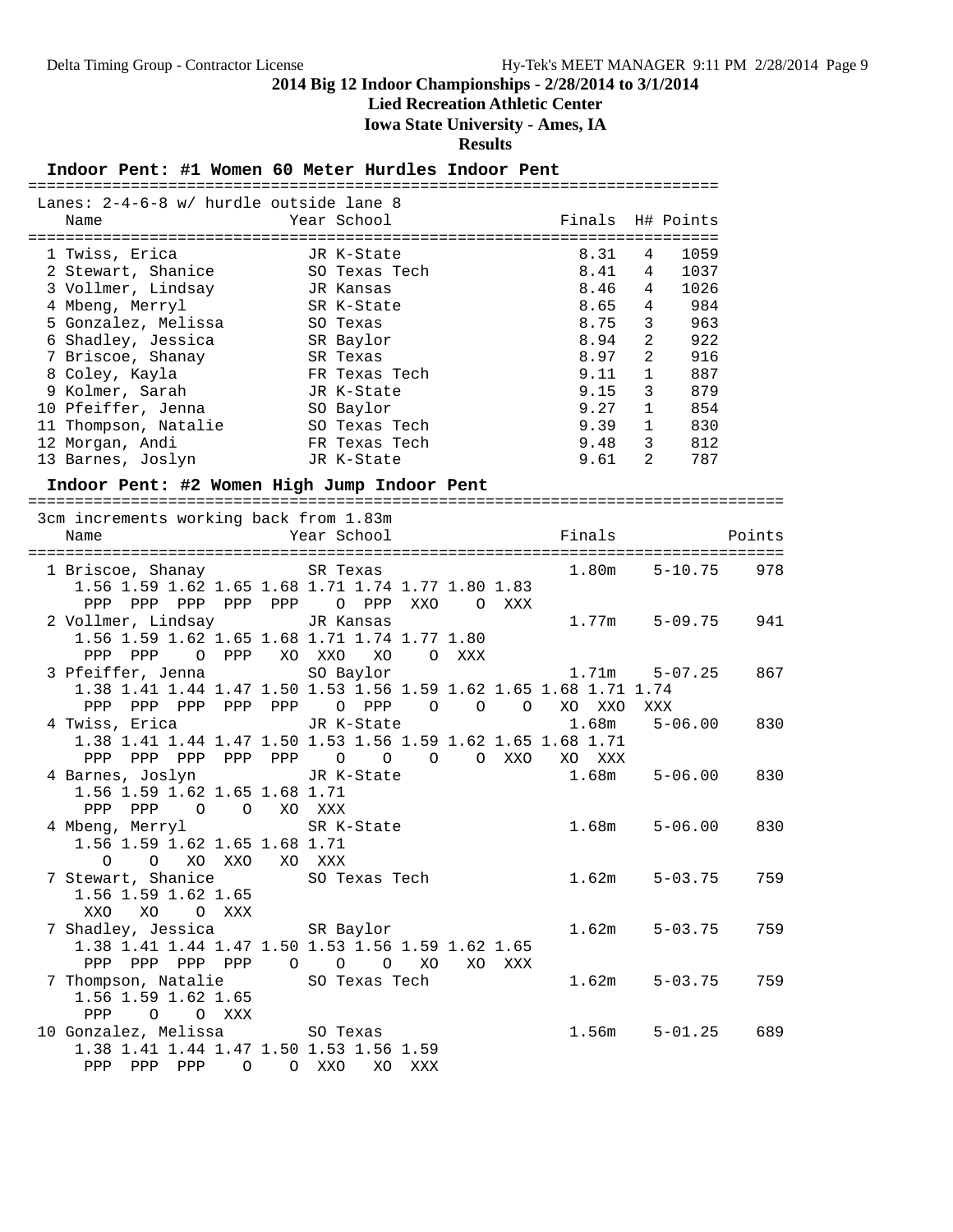**2014 Big 12 Indoor Championships - 2/28/2014 to 3/1/2014**

**Lied Recreation Athletic Center**

**Iowa State University - Ames, IA**

**Results**

### Indoor Pent: #1 Women 60 Meter Hurdles Indoor Pent

Lanes: 2-4-6-8 w/ hurdle outside lane 8

| Place | Name | Year | School | Finals | H# | Points |
|---|---|---|---|---|---|---|
| 1 | Twiss, Erica | JR | K-State | 8.31 | 4 | 1059 |
| 2 | Stewart, Shanice | SO | Texas Tech | 8.41 | 4 | 1037 |
| 3 | Vollmer, Lindsay | JR | Kansas | 8.46 | 4 | 1026 |
| 4 | Mbeng, Merryl | SR | K-State | 8.65 | 4 | 984 |
| 5 | Gonzalez, Melissa | SO | Texas | 8.75 | 3 | 963 |
| 6 | Shadley, Jessica | SR | Baylor | 8.94 | 2 | 922 |
| 7 | Briscoe, Shanay | SR | Texas | 8.97 | 2 | 916 |
| 8 | Coley, Kayla | FR | Texas Tech | 9.11 | 1 | 887 |
| 9 | Kolmer, Sarah | JR | K-State | 9.15 | 3 | 879 |
| 10 | Pfeiffer, Jenna | SO | Baylor | 9.27 | 1 | 854 |
| 11 | Thompson, Natalie | SO | Texas Tech | 9.39 | 1 | 830 |
| 12 | Morgan, Andi | FR | Texas Tech | 9.48 | 3 | 812 |
| 13 | Barnes, Joslyn | JR | K-State | 9.61 | 2 | 787 |

### Indoor Pent: #2 Women High Jump Indoor Pent

```
3cm increments working back from 1.83m
   Name                    Year School                  Finals            Points
================================================================================
  1 Briscoe, Shanay           SR Texas                    1.80m    5-10.75    978
     1.56 1.59 1.62 1.65 1.68 1.71 1.74 1.77 1.80 1.83
      PPP  PPP  PPP  PPP  PPP    O  PPP  XXO    O  XXX
  2 Vollmer, Lindsay          JR Kansas                   1.77m    5-09.75    941
     1.56 1.59 1.62 1.65 1.68 1.71 1.74 1.77 1.80
      PPP  PPP    O  PPP   XO  XXO   XO    O  XXX
  3 Pfeiffer, Jenna           SO Baylor                   1.71m    5-07.25    867
     1.38 1.41 1.44 1.47 1.50 1.53 1.56 1.59 1.62 1.65 1.68 1.71 1.74
      PPP  PPP  PPP  PPP  PPP    O  PPP    O    O    O   XO  XXO  XXX
  4 Twiss, Erica              JR K-State                  1.68m    5-06.00    830
     1.38 1.41 1.44 1.47 1.50 1.53 1.56 1.59 1.62 1.65 1.68 1.71
      PPP  PPP  PPP  PPP  PPP    O    O    O    O  XXO   XO  XXX
  4 Barnes, Joslyn            JR K-State                  1.68m    5-06.00    830
     1.56 1.59 1.62 1.65 1.68 1.71
      PPP  PPP    O    O   XO  XXX
  4 Mbeng, Merryl             SR K-State                  1.68m    5-06.00    830
     1.56 1.59 1.62 1.65 1.68 1.71
        O    O   XO  XXO   XO  XXX
  7 Stewart, Shanice          SO Texas Tech               1.62m    5-03.75    759
     1.56 1.59 1.62 1.65
      XXO   XO    O  XXX
  7 Shadley, Jessica          SR Baylor                   1.62m    5-03.75    759
     1.38 1.41 1.44 1.47 1.50 1.53 1.56 1.59 1.62 1.65
      PPP  PPP  PPP  PPP    O    O    O   XO   XO  XXX
  7 Thompson, Natalie         SO Texas Tech               1.62m    5-03.75    759
     1.56 1.59 1.62 1.65
      PPP    O    O  XXX
 10 Gonzalez, Melissa         SO Texas                    1.56m    5-01.25    689
     1.38 1.41 1.44 1.47 1.50 1.53 1.56 1.59
      PPP  PPP  PPP    O    O  XXO   XO  XXX
```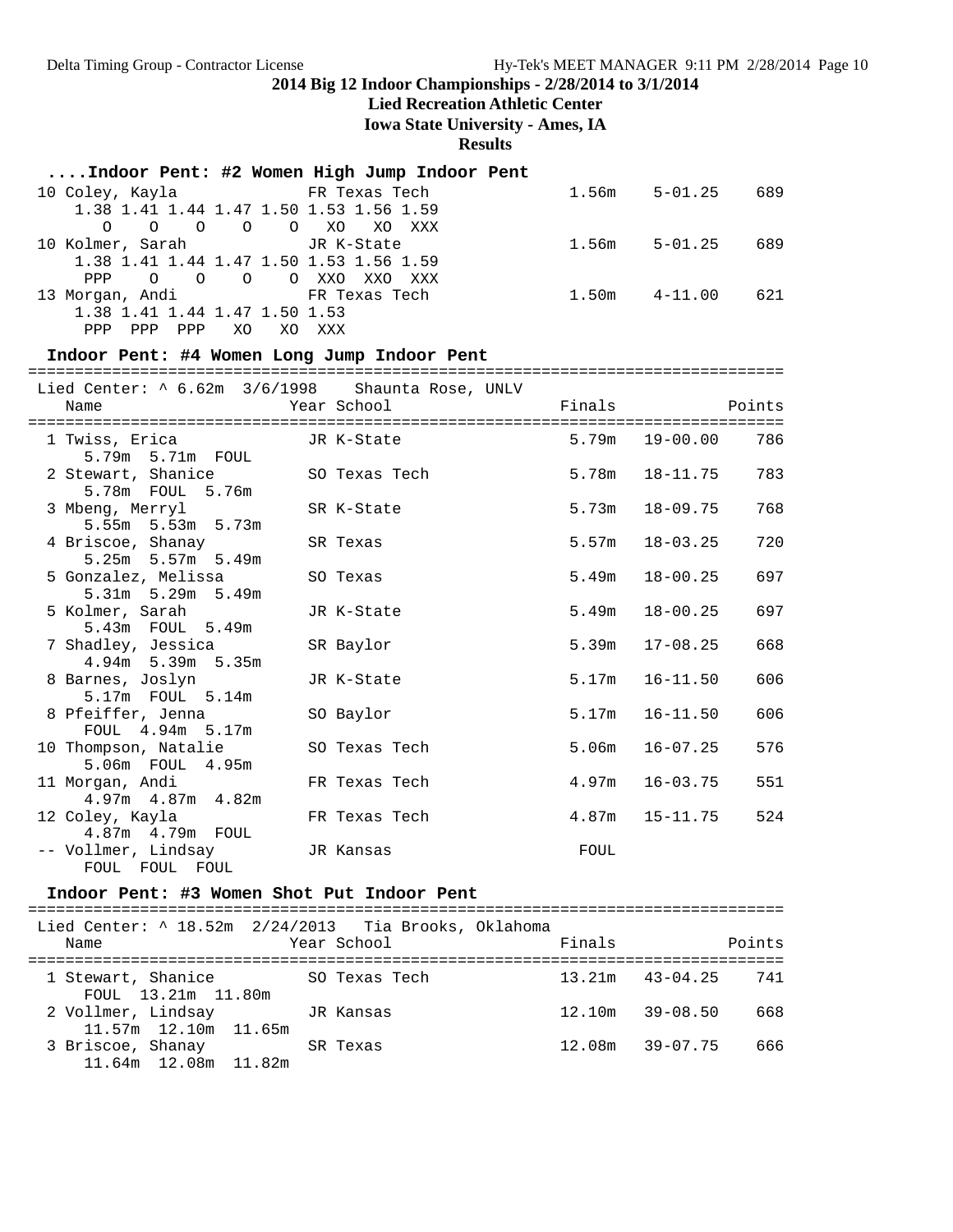**2014 Big 12 Indoor Championships - 2/28/2014 to 3/1/2014**

**Lied Recreation Athletic Center**

**Iowa State University - Ames, IA**

**Results**

```
....Indoor Pent: #2 Women High Jump Indoor Pent
 10 Coley, Kayla             FR Texas Tech               1.56m    5-01.25    689
     1.38 1.41 1.44 1.47 1.50 1.53 1.56 1.59
       O    O    O    O    O   XO   XO  XXX
 10 Kolmer, Sarah            JR K-State                  1.56m    5-01.25    689
     1.38 1.41 1.44 1.47 1.50 1.53 1.56 1.59
      PPP    O    O    O    O XXO  XXO  XXX
 13 Morgan, Andi             FR Texas Tech               1.50m    4-11.00    621
     1.38 1.41 1.44 1.47 1.50 1.53
      PPP  PPP  PPP   XO   XO  XXX

Indoor Pent: #4 Women Long Jump Indoor Pent
================================================================================
 Lied Center: ^ 6.62m  3/6/1998    Shaunta Rose, UNLV
    Name                    Year School                  Finals            Points
================================================================================
  1 Twiss, Erica            JR K-State                  5.79m   19-00.00    786
      5.79m  5.71m  FOUL
  2 Stewart, Shanice        SO Texas Tech               5.78m   18-11.75    783
      5.78m  FOUL  5.76m
  3 Mbeng, Merryl           SR K-State                  5.73m   18-09.75    768
      5.55m  5.53m  5.73m
  4 Briscoe, Shanay         SR Texas                    5.57m   18-03.25    720
      5.25m  5.57m  5.49m
  5 Gonzalez, Melissa       SO Texas                    5.49m   18-00.25    697
      5.31m  5.29m  5.49m
  5 Kolmer, Sarah           JR K-State                  5.49m   18-00.25    697
      5.43m  FOUL  5.49m
  7 Shadley, Jessica        SR Baylor                   5.39m   17-08.25    668
      4.94m  5.39m  5.35m
  8 Barnes, Joslyn          JR K-State                  5.17m   16-11.50    606
      5.17m  FOUL  5.14m
  8 Pfeiffer, Jenna         SO Baylor                   5.17m   16-11.50    606
      FOUL  4.94m  5.17m
 10 Thompson, Natalie       SO Texas Tech               5.06m   16-07.25    576
      5.06m  FOUL  4.95m
 11 Morgan, Andi            FR Texas Tech               4.97m   16-03.75    551
      4.97m  4.87m  4.82m
 12 Coley, Kayla            FR Texas Tech               4.87m   15-11.75    524
      4.87m  4.79m  FOUL
 -- Vollmer, Lindsay        JR Kansas                    FOUL
      FOUL  FOUL  FOUL

Indoor Pent: #3 Women Shot Put Indoor Pent
================================================================================
 Lied Center: ^ 18.52m  2/24/2013   Tia Brooks, Oklahoma
    Name                    Year School                  Finals            Points
================================================================================
  1 Stewart, Shanice        SO Texas Tech              13.21m   43-04.25    741
      FOUL  13.21m  11.80m
  2 Vollmer, Lindsay        JR Kansas                  12.10m   39-08.50    668
      11.57m  12.10m  11.65m
  3 Briscoe, Shanay         SR Texas                   12.08m   39-07.75    666
      11.64m  12.08m  11.82m
```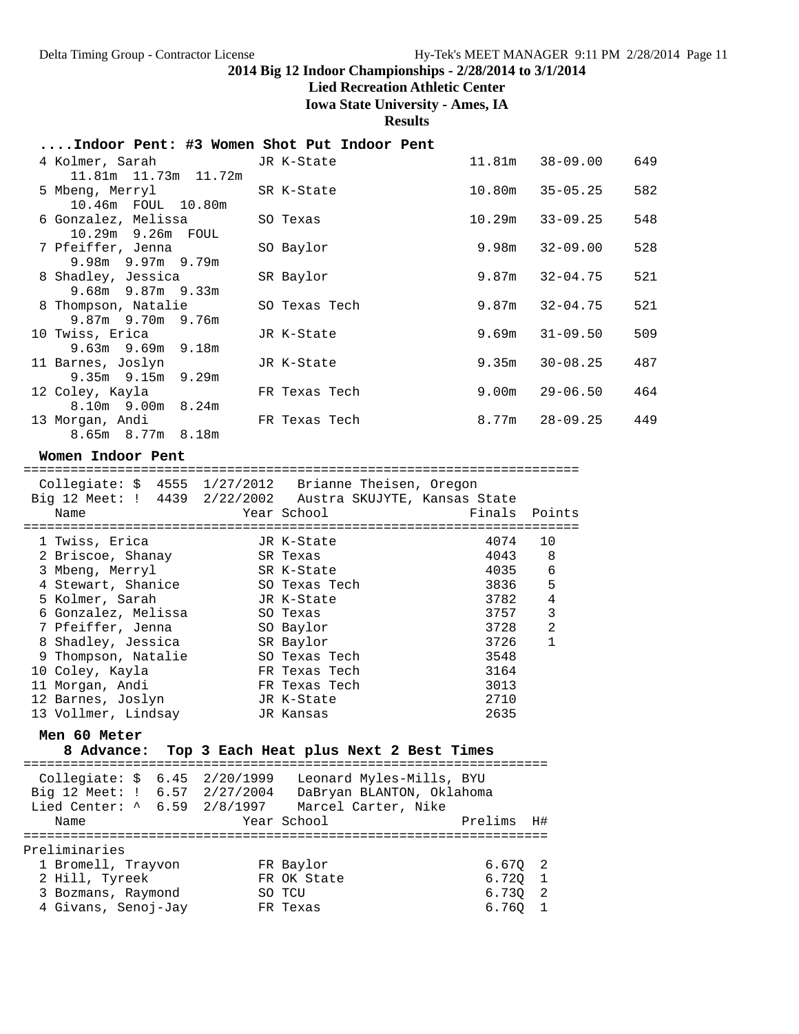## 2014 Big 12 Indoor Championships - 2/28/2014 to 3/1/2014

**Lied Recreation Athletic Center**

**Iowa State University - Ames, IA**

**Results**

### ....Indoor Pent: #3 Women Shot Put Indoor Pent

| Place | Name | Year | School | Finals | | Points |
|---|---|---|---|---|---|---|
| 4 | Kolmer, Sarah | JR | K-State | 11.81m | 38-09.00 | 649 |
| | 11.81m 11.73m 11.72m | | | | | |
| 5 | Mbeng, Merryl | SR | K-State | 10.80m | 35-05.25 | 582 |
| | 10.46m FOUL 10.80m | | | | | |
| 6 | Gonzalez, Melissa | SO | Texas | 10.29m | 33-09.25 | 548 |
| | 10.29m 9.26m FOUL | | | | | |
| 7 | Pfeiffer, Jenna | SO | Baylor | 9.98m | 32-09.00 | 528 |
| | 9.98m 9.97m 9.79m | | | | | |
| 8 | Shadley, Jessica | SR | Baylor | 9.87m | 32-04.75 | 521 |
| | 9.68m 9.87m 9.33m | | | | | |
| 8 | Thompson, Natalie | SO | Texas Tech | 9.87m | 32-04.75 | 521 |
| | 9.87m 9.70m 9.76m | | | | | |
| 10 | Twiss, Erica | JR | K-State | 9.69m | 31-09.50 | 509 |
| | 9.63m 9.69m 9.18m | | | | | |
| 11 | Barnes, Joslyn | JR | K-State | 9.35m | 30-08.25 | 487 |
| | 9.35m 9.15m 9.29m | | | | | |
| 12 | Coley, Kayla | FR | Texas Tech | 9.00m | 29-06.50 | 464 |
| | 8.10m 9.00m 8.24m | | | | | |
| 13 | Morgan, Andi | FR | Texas Tech | 8.77m | 28-09.25 | 449 |
| | 8.65m 8.77m 8.18m | | | | | |

### Women Indoor Pent

Collegiate: $ 4555 1/27/2012 Brianne Theisen, Oregon
Big 12 Meet: ! 4439 2/22/2002 Austra SKUJYTE, Kansas State

| Place | Name | Year | School | Finals | Points |
|---|---|---|---|---|---|
| 1 | Twiss, Erica | JR | K-State | 4074 | 10 |
| 2 | Briscoe, Shanay | SR | Texas | 4043 | 8 |
| 3 | Mbeng, Merryl | SR | K-State | 4035 | 6 |
| 4 | Stewart, Shanice | SO | Texas Tech | 3836 | 5 |
| 5 | Kolmer, Sarah | JR | K-State | 3782 | 4 |
| 6 | Gonzalez, Melissa | SO | Texas | 3757 | 3 |
| 7 | Pfeiffer, Jenna | SO | Baylor | 3728 | 2 |
| 8 | Shadley, Jessica | SR | Baylor | 3726 | 1 |
| 9 | Thompson, Natalie | SO | Texas Tech | 3548 | |
| 10 | Coley, Kayla | FR | Texas Tech | 3164 | |
| 11 | Morgan, Andi | FR | Texas Tech | 3013 | |
| 12 | Barnes, Joslyn | JR | K-State | 2710 | |
| 13 | Vollmer, Lindsay | JR | Kansas | 2635 | |

### Men 60 Meter

**8 Advance: Top 3 Each Heat plus Next 2 Best Times**

Collegiate: $ 6.45 2/20/1999 Leonard Myles-Mills, BYU
Big 12 Meet: ! 6.57 2/27/2004 DaBryan BLANTON, Oklahoma
Lied Center: ^ 6.59 2/8/1997 Marcel Carter, Nike

Preliminaries

| Place | Name | Year | School | Prelims | H# |
|---|---|---|---|---|---|
| 1 | Bromell, Trayvon | FR | Baylor | 6.67Q | 2 |
| 2 | Hill, Tyreek | FR | OK State | 6.72Q | 1 |
| 3 | Bozmans, Raymond | SO | TCU | 6.73Q | 2 |
| 4 | Givans, Senoj-Jay | FR | Texas | 6.76Q | 1 |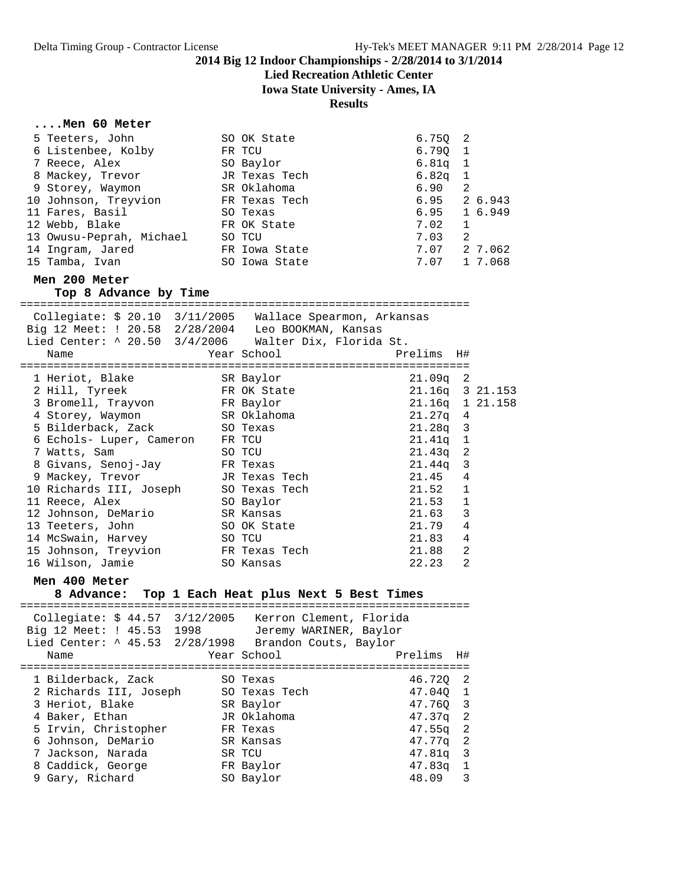**2014 Big 12 Indoor Championships - 2/28/2014 to 3/1/2014**

**Lied Recreation Athletic Center**

**Iowa State University - Ames, IA**

**Results**

### ....Men 60 Meter

| Place | Name | Year | School | Prelims | H# | |
|---|---|---|---|---|---|---|
| 5 | Teeters, John | SO | OK State | 6.75Q | 2 | |
| 6 | Listenbee, Kolby | FR | TCU | 6.79Q | 1 | |
| 7 | Reece, Alex | SO | Baylor | 6.81q | 1 | |
| 8 | Mackey, Trevor | JR | Texas Tech | 6.82q | 1 | |
| 9 | Storey, Waymon | SR | Oklahoma | 6.90 | 2 | |
| 10 | Johnson, Treyvion | FR | Texas Tech | 6.95 | 2 | 6.943 |
| 11 | Fares, Basil | SO | Texas | 6.95 | 1 | 6.949 |
| 12 | Webb, Blake | FR | OK State | 7.02 | 1 | |
| 13 | Owusu-Peprah, Michael | SO | TCU | 7.03 | 2 | |
| 14 | Ingram, Jared | FR | Iowa State | 7.07 | 2 | 7.062 |
| 15 | Tamba, Ivan | SO | Iowa State | 7.07 | 1 | 7.068 |

### Men 200 Meter

**Top 8 Advance by Time**

Collegiate: $ 20.10 3/11/2005 Wallace Spearmon, Arkansas
Big 12 Meet: ! 20.58 2/28/2004 Leo BOOKMAN, Kansas
Lied Center: ^ 20.50 3/4/2006 Walter Dix, Florida St.

| Place | Name | Year | School | Prelims | H# | |
|---|---|---|---|---|---|---|
| 1 | Heriot, Blake | SR | Baylor | 21.09q | 2 | |
| 2 | Hill, Tyreek | FR | OK State | 21.16q | 3 | 21.153 |
| 3 | Bromell, Trayvon | FR | Baylor | 21.16q | 1 | 21.158 |
| 4 | Storey, Waymon | SR | Oklahoma | 21.27q | 4 | |
| 5 | Bilderback, Zack | SO | Texas | 21.28q | 3 | |
| 6 | Echols- Luper, Cameron | FR | TCU | 21.41q | 1 | |
| 7 | Watts, Sam | SO | TCU | 21.43q | 2 | |
| 8 | Givans, Senoj-Jay | FR | Texas | 21.44q | 3 | |
| 9 | Mackey, Trevor | JR | Texas Tech | 21.45 | 4 | |
| 10 | Richards III, Joseph | SO | Texas Tech | 21.52 | 1 | |
| 11 | Reece, Alex | SO | Baylor | 21.53 | 1 | |
| 12 | Johnson, DeMario | SR | Kansas | 21.63 | 3 | |
| 13 | Teeters, John | SO | OK State | 21.79 | 4 | |
| 14 | McSwain, Harvey | SO | TCU | 21.83 | 4 | |
| 15 | Johnson, Treyvion | FR | Texas Tech | 21.88 | 2 | |
| 16 | Wilson, Jamie | SO | Kansas | 22.23 | 2 | |

### Men 400 Meter

**8 Advance: Top 1 Each Heat plus Next 5 Best Times**

Collegiate: $ 44.57 3/12/2005 Kerron Clement, Florida
Big 12 Meet: ! 45.53 1998 Jeremy WARINER, Baylor
Lied Center: ^ 45.53 2/28/1998 Brandon Couts, Baylor

| Place | Name | Year | School | Prelims | H# |
|---|---|---|---|---|---|
| 1 | Bilderback, Zack | SO | Texas | 46.72Q | 2 |
| 2 | Richards III, Joseph | SO | Texas Tech | 47.04Q | 1 |
| 3 | Heriot, Blake | SR | Baylor | 47.76Q | 3 |
| 4 | Baker, Ethan | JR | Oklahoma | 47.37q | 2 |
| 5 | Irvin, Christopher | FR | Texas | 47.55q | 2 |
| 6 | Johnson, DeMario | SR | Kansas | 47.77q | 2 |
| 7 | Jackson, Narada | SR | TCU | 47.81q | 3 |
| 8 | Caddick, George | FR | Baylor | 47.83q | 1 |
| 9 | Gary, Richard | SO | Baylor | 48.09 | 3 |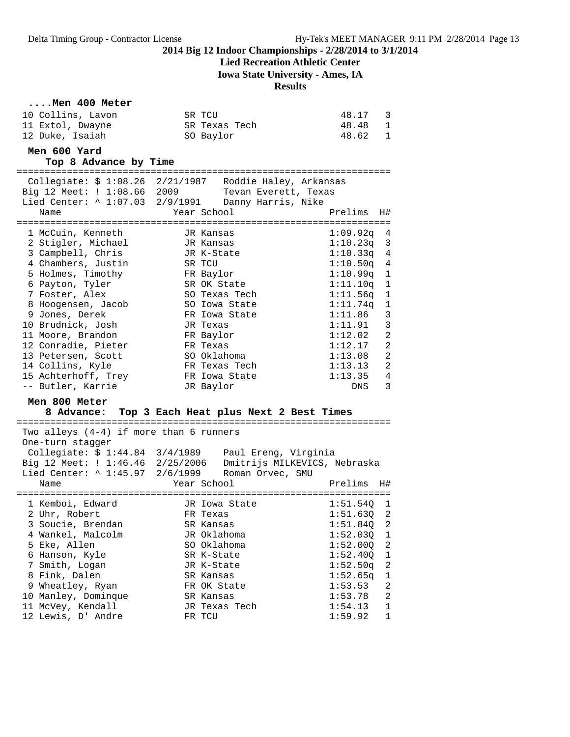## 2014 Big 12 Indoor Championships - 2/28/2014 to 3/1/2014

**Lied Recreation Athletic Center**

**Iowa State University - Ames, IA**

**Results**

### ....Men 400 Meter

| Place | Name | Year | School | Prelims | H# |
|---|---|---|---|---|---|
| 10 | Collins, Lavon | SR | TCU | 48.17 | 3 |
| 11 | Extol, Dwayne | SR | Texas Tech | 48.48 | 1 |
| 12 | Duke, Isaiah | SO | Baylor | 48.62 | 1 |

### Men 600 Yard

**Top 8 Advance by Time**

Collegiate: $ 1:08.26  2/21/1987   Roddie Haley, Arkansas
Big 12 Meet: ! 1:08.66  2009   Tevan Everett, Texas
Lied Center: ^ 1:07.03  2/9/1991   Danny Harris, Nike

| Place | Name | Year | School | Prelims | H# |
|---|---|---|---|---|---|
| 1 | McCuin, Kenneth | JR | Kansas | 1:09.92q | 4 |
| 2 | Stigler, Michael | JR | Kansas | 1:10.23q | 3 |
| 3 | Campbell, Chris | JR | K-State | 1:10.33q | 4 |
| 4 | Chambers, Justin | SR | TCU | 1:10.50q | 4 |
| 5 | Holmes, Timothy | FR | Baylor | 1:10.99q | 1 |
| 6 | Payton, Tyler | SR | OK State | 1:11.10q | 1 |
| 7 | Foster, Alex | SO | Texas Tech | 1:11.56q | 1 |
| 8 | Hoogensen, Jacob | SO | Iowa State | 1:11.74q | 1 |
| 9 | Jones, Derek | FR | Iowa State | 1:11.86 | 3 |
| 10 | Brudnick, Josh | JR | Texas | 1:11.91 | 3 |
| 11 | Moore, Brandon | FR | Baylor | 1:12.02 | 2 |
| 12 | Conradie, Pieter | FR | Texas | 1:12.17 | 2 |
| 13 | Petersen, Scott | SO | Oklahoma | 1:13.08 | 2 |
| 14 | Collins, Kyle | FR | Texas Tech | 1:13.13 | 2 |
| 15 | Achterhoff, Trey | FR | Iowa State | 1:13.35 | 4 |
| -- | Butler, Karrie | JR | Baylor | DNS | 3 |

### Men 800 Meter

**8 Advance: Top 3 Each Heat plus Next 2 Best Times**

Two alleys (4-4) if more than 6 runners
One-turn stagger
Collegiate: $ 1:44.84  3/4/1989   Paul Ereng, Virginia
Big 12 Meet: ! 1:46.46  2/25/2006   Dmitrijs MILKEVICS, Nebraska
Lied Center: ^ 1:45.97  2/6/1999   Roman Orvec, SMU

| Place | Name | Year | School | Prelims | H# |
|---|---|---|---|---|---|
| 1 | Kemboi, Edward | JR | Iowa State | 1:51.54Q | 1 |
| 2 | Uhr, Robert | FR | Texas | 1:51.63Q | 2 |
| 3 | Soucie, Brendan | SR | Kansas | 1:51.84Q | 2 |
| 4 | Wankel, Malcolm | JR | Oklahoma | 1:52.03Q | 1 |
| 5 | Eke, Allen | SO | Oklahoma | 1:52.00Q | 2 |
| 6 | Hanson, Kyle | SR | K-State | 1:52.40Q | 1 |
| 7 | Smith, Logan | JR | K-State | 1:52.50q | 2 |
| 8 | Fink, Dalen | SR | Kansas | 1:52.65q | 1 |
| 9 | Wheatley, Ryan | FR | OK State | 1:53.53 | 2 |
| 10 | Manley, Dominque | SR | Kansas | 1:53.78 | 2 |
| 11 | McVey, Kendall | JR | Texas Tech | 1:54.13 | 1 |
| 12 | Lewis, D' Andre | FR | TCU | 1:59.92 | 1 |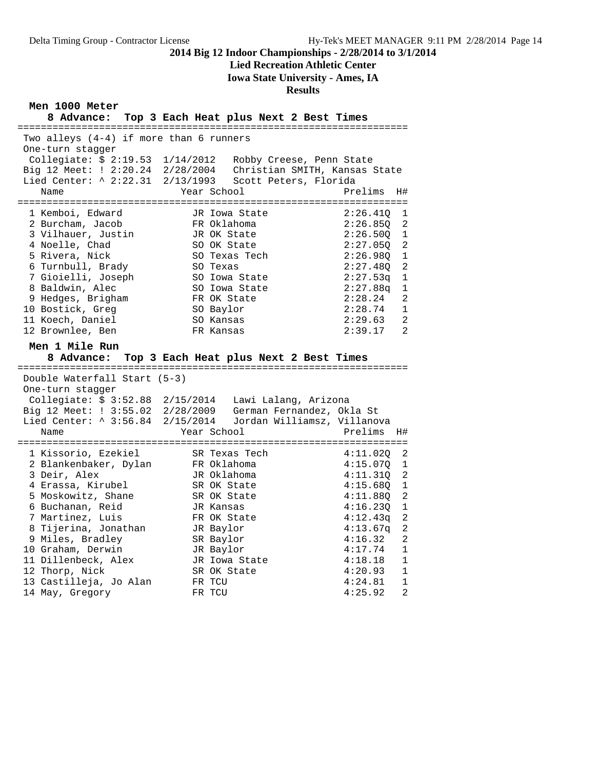# 2014 Big 12 Indoor Championships - 2/28/2014 to 3/1/2014

**Lied Recreation Athletic Center**

**Iowa State University - Ames, IA**

**Results**

## Men 1000 Meter

**8 Advance: Top 3 Each Heat plus Next 2 Best Times**

Two alleys (4-4) if more than 6 runners
One-turn stagger

Collegiate: $ 2:19.53 1/14/2012 Robby Creese, Penn State
Big 12 Meet: ! 2:20.24 2/28/2004 Christian SMITH, Kansas State
Lied Center: ^ 2:22.31 2/13/1993 Scott Peters, Florida

| | Name | Year | School | Prelims | H# |
|---|---|---|---|---|---|
| 1 | Kemboi, Edward | JR | Iowa State | 2:26.41Q | 1 |
| 2 | Burcham, Jacob | FR | Oklahoma | 2:26.85Q | 2 |
| 3 | Vilhauer, Justin | JR | OK State | 2:26.50Q | 1 |
| 4 | Noelle, Chad | SO | OK State | 2:27.05Q | 2 |
| 5 | Rivera, Nick | SO | Texas Tech | 2:26.98Q | 1 |
| 6 | Turnbull, Brady | SO | Texas | 2:27.48Q | 2 |
| 7 | Gioielli, Joseph | SO | Iowa State | 2:27.53q | 1 |
| 8 | Baldwin, Alec | SO | Iowa State | 2:27.88q | 1 |
| 9 | Hedges, Brigham | FR | OK State | 2:28.24 | 2 |
| 10 | Bostick, Greg | SO | Baylor | 2:28.74 | 1 |
| 11 | Koech, Daniel | SO | Kansas | 2:29.63 | 2 |
| 12 | Brownlee, Ben | FR | Kansas | 2:39.17 | 2 |

## Men 1 Mile Run

**8 Advance: Top 3 Each Heat plus Next 2 Best Times**

Double Waterfall Start (5-3)
One-turn stagger

Collegiate: $ 3:52.88 2/15/2014 Lawi Lalang, Arizona
Big 12 Meet: ! 3:55.02 2/28/2009 German Fernandez, Okla St
Lied Center: ^ 3:56.84 2/15/2014 Jordan Williamsz, Villanova

| | Name | Year | School | Prelims | H# |
|---|---|---|---|---|---|
| 1 | Kissorio, Ezekiel | SR | Texas Tech | 4:11.02Q | 2 |
| 2 | Blankenbaker, Dylan | FR | Oklahoma | 4:15.07Q | 1 |
| 3 | Deir, Alex | JR | Oklahoma | 4:11.31Q | 2 |
| 4 | Erassa, Kirubel | SR | OK State | 4:15.68Q | 1 |
| 5 | Moskowitz, Shane | SR | OK State | 4:11.88Q | 2 |
| 6 | Buchanan, Reid | JR | Kansas | 4:16.23Q | 1 |
| 7 | Martinez, Luis | FR | OK State | 4:12.43q | 2 |
| 8 | Tijerina, Jonathan | JR | Baylor | 4:13.67q | 2 |
| 9 | Miles, Bradley | SR | Baylor | 4:16.32 | 2 |
| 10 | Graham, Derwin | JR | Baylor | 4:17.74 | 1 |
| 11 | Dillenbeck, Alex | JR | Iowa State | 4:18.18 | 1 |
| 12 | Thorp, Nick | SR | OK State | 4:20.93 | 1 |
| 13 | Castilleja, Jo Alan | FR | TCU | 4:24.81 | 1 |
| 14 | May, Gregory | FR | TCU | 4:25.92 | 2 |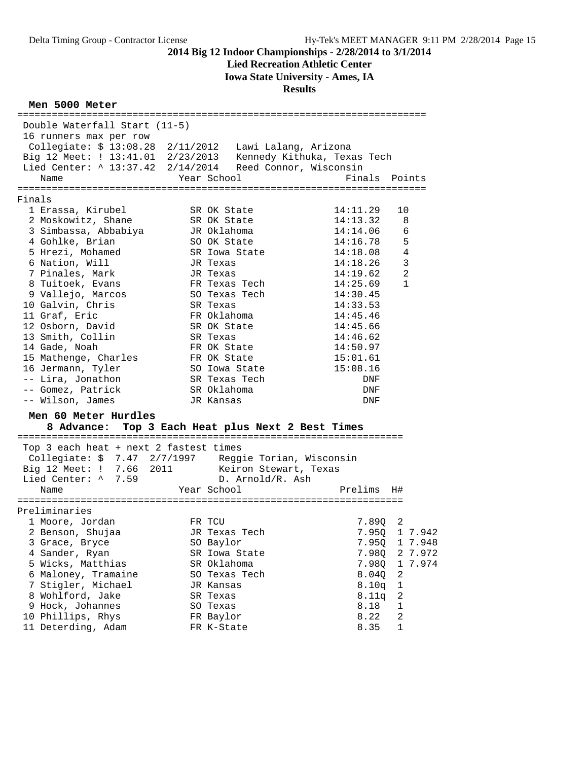# 2014 Big 12 Indoor Championships - 2/28/2014 to 3/1/2014

**Lied Recreation Athletic Center**

**Iowa State University - Ames, IA**

**Results**

## Men 5000 Meter

Double Waterfall Start (11-5)
16 runners max per row

Collegiate: $ 13:08.28  2/11/2012  Lawi Lalang, Arizona
Big 12 Meet: ! 13:41.01  2/23/2013  Kennedy Kithuka, Texas Tech
Lied Center: ^ 13:37.42  2/14/2014  Reed Connor, Wisconsin

**Finals**

| Place | Name | Year | School | Finals | Points |
|---|---|---|---|---|---|
| 1 | Erassa, Kirubel | SR | OK State | 14:11.29 | 10 |
| 2 | Moskowitz, Shane | SR | OK State | 14:13.32 | 8 |
| 3 | Simbassa, Abbabiya | JR | Oklahoma | 14:14.06 | 6 |
| 4 | Gohlke, Brian | SO | OK State | 14:16.78 | 5 |
| 5 | Hrezi, Mohamed | SR | Iowa State | 14:18.08 | 4 |
| 6 | Nation, Will | JR | Texas | 14:18.26 | 3 |
| 7 | Pinales, Mark | JR | Texas | 14:19.62 | 2 |
| 8 | Tuitoek, Evans | FR | Texas Tech | 14:25.69 | 1 |
| 9 | Vallejo, Marcos | SO | Texas Tech | 14:30.45 | |
| 10 | Galvin, Chris | SR | Texas | 14:33.53 | |
| 11 | Graf, Eric | FR | Oklahoma | 14:45.46 | |
| 12 | Osborn, David | SR | OK State | 14:45.66 | |
| 13 | Smith, Collin | SR | Texas | 14:46.62 | |
| 14 | Gade, Noah | FR | OK State | 14:50.97 | |
| 15 | Mathenge, Charles | FR | OK State | 15:01.61 | |
| 16 | Jermann, Tyler | SO | Iowa State | 15:08.16 | |
| -- | Lira, Jonathon | SR | Texas Tech | DNF | |
| -- | Gomez, Patrick | SR | Oklahoma | DNF | |
| -- | Wilson, James | JR | Kansas | DNF | |

## Men 60 Meter Hurdles

**8 Advance: Top 3 Each Heat plus Next 2 Best Times**

Top 3 each heat + next 2 fastest times

Collegiate: $ 7.47  2/7/1997  Reggie Torian, Wisconsin
Big 12 Meet: ! 7.66  2011  Keiron Stewart, Texas
Lied Center: ^ 7.59  D. Arnold/R. Ash

**Preliminaries**

| Place | Name | Year | School | Prelims | H# | |
|---|---|---|---|---|---|---|
| 1 | Moore, Jordan | FR | TCU | 7.89Q | 2 | |
| 2 | Benson, Shujaa | JR | Texas Tech | 7.95Q | 1 | 7.942 |
| 3 | Grace, Bryce | SO | Baylor | 7.95Q | 1 | 7.948 |
| 4 | Sander, Ryan | SR | Iowa State | 7.98Q | 2 | 7.972 |
| 5 | Wicks, Matthias | SR | Oklahoma | 7.98Q | 1 | 7.974 |
| 6 | Maloney, Tramaine | SO | Texas Tech | 8.04Q | 2 | |
| 7 | Stigler, Michael | JR | Kansas | 8.10q | 1 | |
| 8 | Wohlford, Jake | SR | Texas | 8.11q | 2 | |
| 9 | Hock, Johannes | SO | Texas | 8.18 | 1 | |
| 10 | Phillips, Rhys | FR | Baylor | 8.22 | 2 | |
| 11 | Deterding, Adam | FR | K-State | 8.35 | 1 | |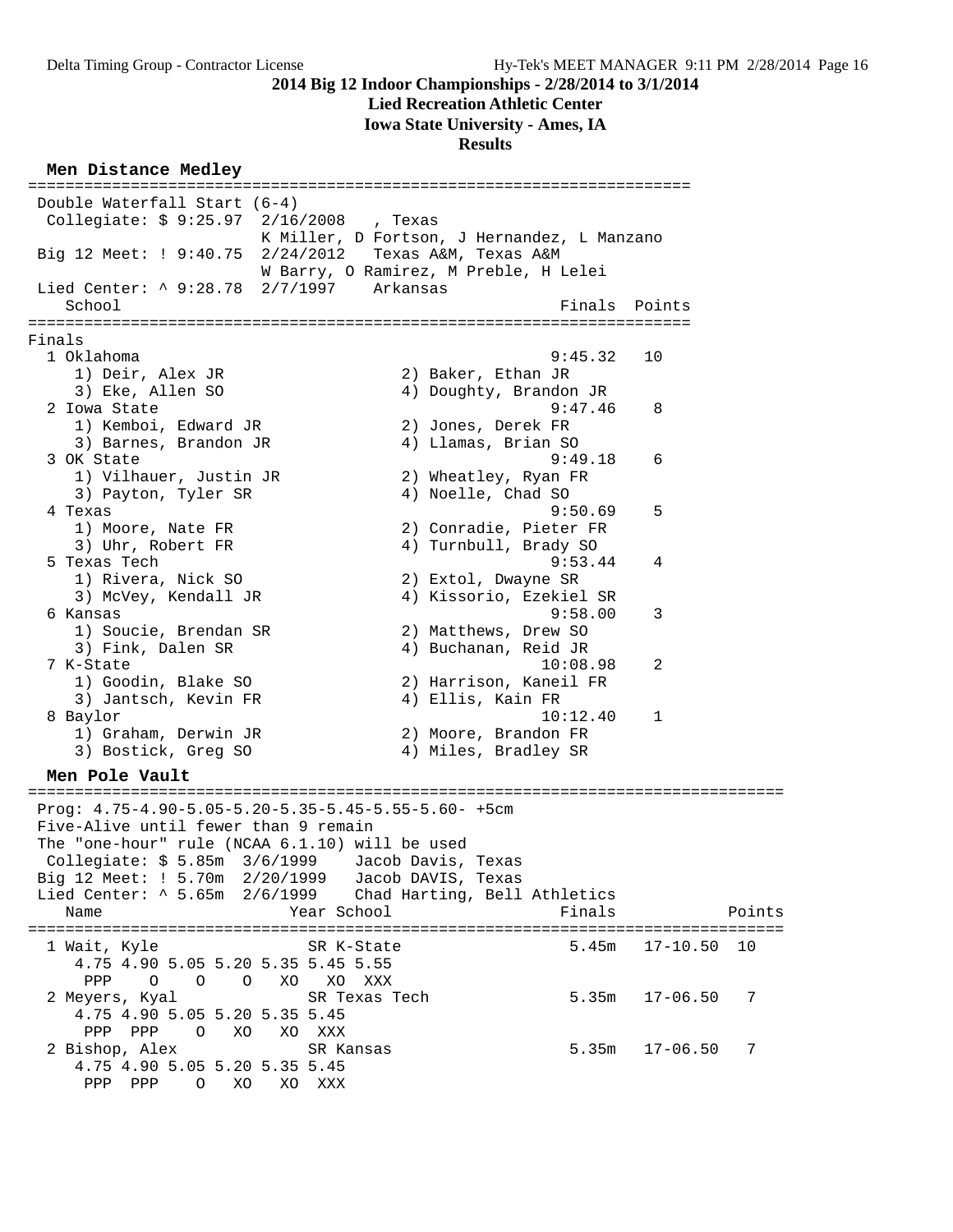**2014 Big 12 Indoor Championships - 2/28/2014 to 3/1/2014**
**Lied Recreation Athletic Center**
**Iowa State University - Ames, IA**
**Results**

## Men Distance Medley

```
========================================================================
 Double Waterfall Start (6-4)
  Collegiate: $ 9:25.97  2/16/2008   , Texas
                         K Miller, D Fortson, J Hernandez, L Manzano
 Big 12 Meet: ! 9:40.75  2/24/2012   Texas A&M, Texas A&M
                         W Barry, O Ramirez, M Preble, H Lelei
 Lied Center: ^ 9:28.78  2/7/1997    Arkansas
    School                                            Finals  Points
========================================================================
Finals
  1 Oklahoma                                         9:45.32   10
     1) Deir, Alex JR                  2) Baker, Ethan JR
     3) Eke, Allen SO                  4) Doughty, Brandon JR
  2 Iowa State                                       9:47.46    8
     1) Kemboi, Edward JR              2) Jones, Derek FR
     3) Barnes, Brandon JR             4) Llamas, Brian SO
  3 OK State                                         9:49.18    6
     1) Vilhauer, Justin JR            2) Wheatley, Ryan FR
     3) Payton, Tyler SR               4) Noelle, Chad SO
  4 Texas                                            9:50.69    5
     1) Moore, Nate FR                 2) Conradie, Pieter FR
     3) Uhr, Robert FR                 4) Turnbull, Brady SO
  5 Texas Tech                                       9:53.44    4
     1) Rivera, Nick SO                2) Extol, Dwayne SR
     3) McVey, Kendall JR              4) Kissorio, Ezekiel SR
  6 Kansas                                           9:58.00    3
     1) Soucie, Brendan SR             2) Matthews, Drew SO
     3) Fink, Dalen SR                 4) Buchanan, Reid JR
  7 K-State                                         10:08.98    2
     1) Goodin, Blake SO               2) Harrison, Kaneil FR
     3) Jantsch, Kevin FR              4) Ellis, Kain FR
  8 Baylor                                          10:12.40    1
     1) Graham, Derwin JR              2) Moore, Brandon FR
     3) Bostick, Greg SO               4) Miles, Bradley SR
```

## Men Pole Vault

```
================================================================================
 Prog: 4.75-4.90-5.05-5.20-5.35-5.45-5.55-5.60- +5cm
 Five-Alive until fewer than 9 remain
 The "one-hour" rule (NCAA 6.1.10) will be used
  Collegiate: $ 5.85m  3/6/1999    Jacob Davis, Texas
 Big 12 Meet: ! 5.70m  2/20/1999   Jacob DAVIS, Texas
 Lied Center: ^ 5.65m  2/6/1999    Chad Harting, Bell Athletics
    Name                    Year School                  Finals            Points
================================================================================
  1 Wait, Kyle              SR K-State                  5.45m   17-10.50  10
     4.75 4.90 5.05 5.20 5.35 5.45 5.55
      PPP    O    O    O   XO   XO  XXX
  2 Meyers, Kyal            SR Texas Tech               5.35m   17-06.50   7
     4.75 4.90 5.05 5.20 5.35 5.45
      PPP  PPP    O   XO   XO  XXX
  2 Bishop, Alex            SR Kansas                   5.35m   17-06.50   7
     4.75 4.90 5.05 5.20 5.35 5.45
      PPP  PPP    O   XO   XO  XXX
```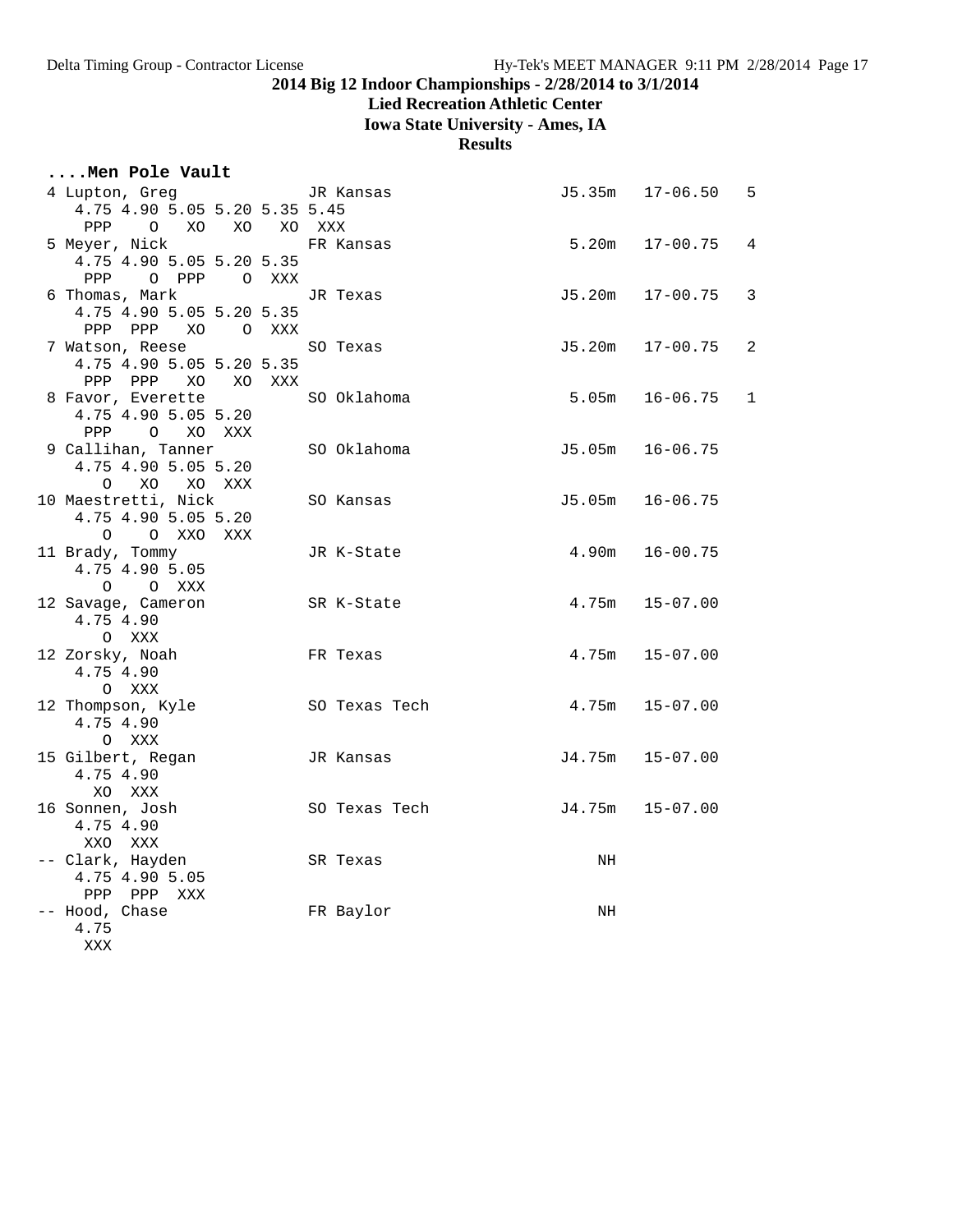**2014 Big 12 Indoor Championships - 2/28/2014 to 3/1/2014**

**Lied Recreation Athletic Center**

**Iowa State University - Ames, IA**

**Results**

```
....Men Pole Vault
  4 Lupton, Greg              JR Kansas                 J5.35m   17-06.50   5
     4.75 4.90 5.05 5.20 5.35 5.45
      PPP    O   XO   XO   XO  XXX
  5 Meyer, Nick               FR Kansas                  5.20m   17-00.75   4
     4.75 4.90 5.05 5.20 5.35
      PPP    O  PPP    O  XXX
  6 Thomas, Mark              JR Texas                  J5.20m   17-00.75   3
     4.75 4.90 5.05 5.20 5.35
      PPP  PPP   XO    O  XXX
  7 Watson, Reese             SO Texas                  J5.20m   17-00.75   2
     4.75 4.90 5.05 5.20 5.35
      PPP  PPP   XO   XO  XXX
  8 Favor, Everette           SO Oklahoma                5.05m   16-06.75   1
     4.75 4.90 5.05 5.20
      PPP    O   XO  XXX
  9 Callihan, Tanner          SO Oklahoma               J5.05m   16-06.75
     4.75 4.90 5.05 5.20
        O   XO   XO  XXX
 10 Maestretti, Nick          SO Kansas                 J5.05m   16-06.75
     4.75 4.90 5.05 5.20
        O    O  XXO  XXX
 11 Brady, Tommy              JR K-State                 4.90m   16-00.75
     4.75 4.90 5.05
        O    O  XXX
 12 Savage, Cameron           SR K-State                 4.75m   15-07.00
     4.75 4.90
        O  XXX
 12 Zorsky, Noah              FR Texas                   4.75m   15-07.00
     4.75 4.90
        O  XXX
 12 Thompson, Kyle            SO Texas Tech              4.75m   15-07.00
     4.75 4.90
        O  XXX
 15 Gilbert, Regan            JR Kansas                 J4.75m   15-07.00
     4.75 4.90
       XO  XXX
 16 Sonnen, Josh              SO Texas Tech             J4.75m   15-07.00
     4.75 4.90
      XXO  XXX
 -- Clark, Hayden             SR Texas                      NH
     4.75 4.90 5.05
      PPP  PPP  XXX
 -- Hood, Chase               FR Baylor                     NH
     4.75
      XXX
```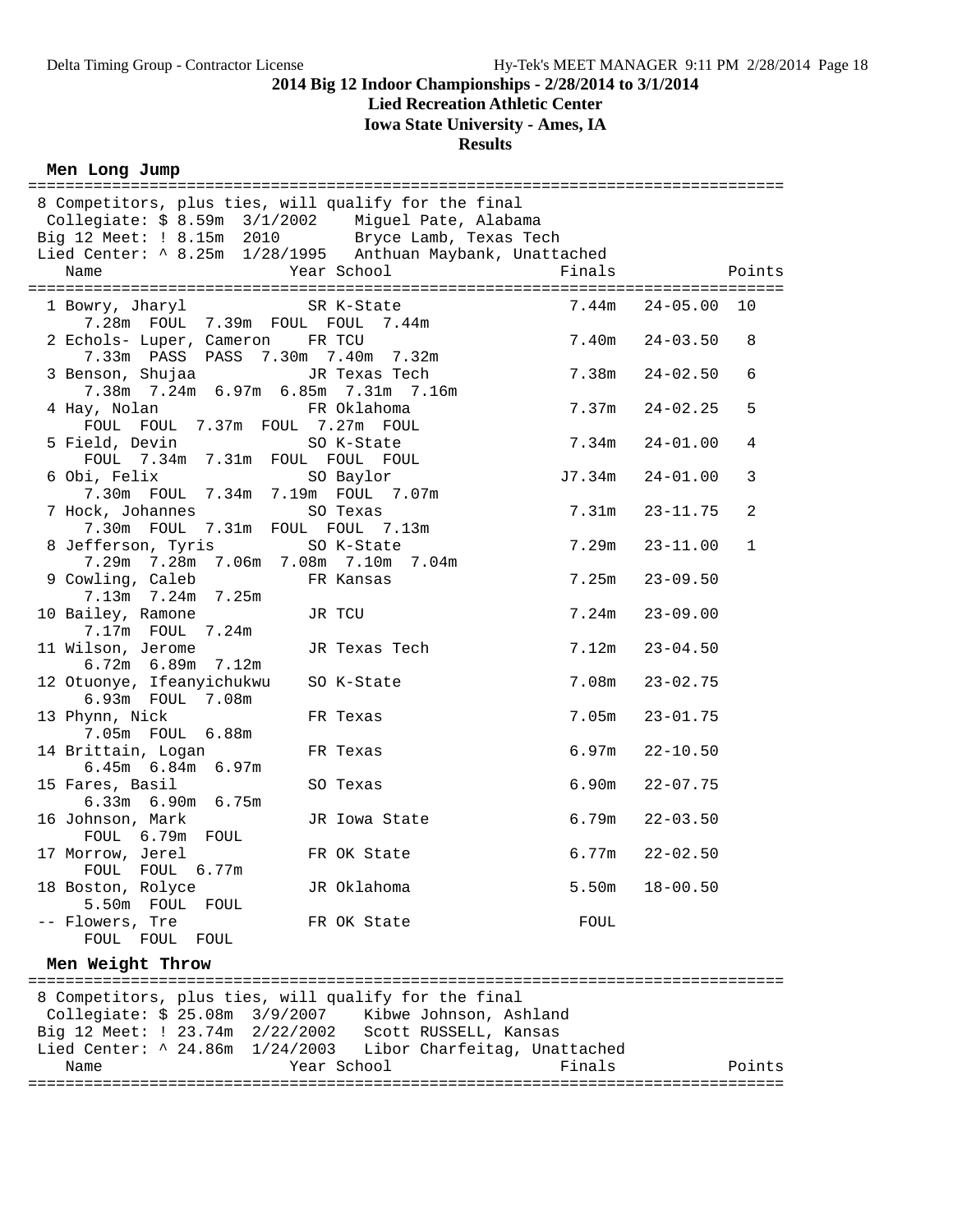**2014 Big 12 Indoor Championships - 2/28/2014 to 3/1/2014**

**Lied Recreation Athletic Center**

**Iowa State University - Ames, IA**

**Results**

### Men Long Jump

8 Competitors, plus ties, will qualify for the final
Collegiate: $ 8.59m 3/1/2002 Miguel Pate, Alabama
Big 12 Meet: ! 8.15m 2010 Bryce Lamb, Texas Tech
Lied Center: ^ 8.25m 1/28/1995 Anthuan Maybank, Unattached

| Place | Name | Year | School | Finals | | Points |
|---|---|---|---|---|---|---|
| 1 | Bowry, Jharyl | SR | K-State | 7.44m | 24-05.00 | 10 |
| | 7.28m FOUL 7.39m FOUL FOUL 7.44m | | | | | |
| 2 | Echols- Luper, Cameron | FR | TCU | 7.40m | 24-03.50 | 8 |
| | 7.33m PASS PASS 7.30m 7.40m 7.32m | | | | | |
| 3 | Benson, Shujaa | JR | Texas Tech | 7.38m | 24-02.50 | 6 |
| | 7.38m 7.24m 6.97m 6.85m 7.31m 7.16m | | | | | |
| 4 | Hay, Nolan | FR | Oklahoma | 7.37m | 24-02.25 | 5 |
| | FOUL FOUL 7.37m FOUL 7.27m FOUL | | | | | |
| 5 | Field, Devin | SO | K-State | 7.34m | 24-01.00 | 4 |
| | FOUL 7.34m 7.31m FOUL FOUL FOUL | | | | | |
| 6 | Obi, Felix | SO | Baylor | J7.34m | 24-01.00 | 3 |
| | 7.30m FOUL 7.34m 7.19m FOUL 7.07m | | | | | |
| 7 | Hock, Johannes | SO | Texas | 7.31m | 23-11.75 | 2 |
| | 7.30m FOUL 7.31m FOUL FOUL 7.13m | | | | | |
| 8 | Jefferson, Tyris | SO | K-State | 7.29m | 23-11.00 | 1 |
| | 7.29m 7.28m 7.06m 7.08m 7.10m 7.04m | | | | | |
| 9 | Cowling, Caleb | FR | Kansas | 7.25m | 23-09.50 | |
| | 7.13m 7.24m 7.25m | | | | | |
| 10 | Bailey, Ramone | JR | TCU | 7.24m | 23-09.00 | |
| | 7.17m FOUL 7.24m | | | | | |
| 11 | Wilson, Jerome | JR | Texas Tech | 7.12m | 23-04.50 | |
| | 6.72m 6.89m 7.12m | | | | | |
| 12 | Otuonye, Ifeanyichukwu | SO | K-State | 7.08m | 23-02.75 | |
| | 6.93m FOUL 7.08m | | | | | |
| 13 | Phynn, Nick | FR | Texas | 7.05m | 23-01.75 | |
| | 7.05m FOUL 6.88m | | | | | |
| 14 | Brittain, Logan | FR | Texas | 6.97m | 22-10.50 | |
| | 6.45m 6.84m 6.97m | | | | | |
| 15 | Fares, Basil | SO | Texas | 6.90m | 22-07.75 | |
| | 6.33m 6.90m 6.75m | | | | | |
| 16 | Johnson, Mark | JR | Iowa State | 6.79m | 22-03.50 | |
| | FOUL 6.79m FOUL | | | | | |
| 17 | Morrow, Jerel | FR | OK State | 6.77m | 22-02.50 | |
| | FOUL FOUL 6.77m | | | | | |
| 18 | Boston, Rolyce | JR | Oklahoma | 5.50m | 18-00.50 | |
| | 5.50m FOUL FOUL | | | | | |
| -- | Flowers, Tre | FR | OK State | FOUL | | |
| | FOUL FOUL FOUL | | | | | |

### Men Weight Throw

8 Competitors, plus ties, will qualify for the final
Collegiate: $ 25.08m 3/9/2007 Kibwe Johnson, Ashland
Big 12 Meet: ! 23.74m 2/22/2002 Scott RUSSELL, Kansas
Lied Center: ^ 24.86m 1/24/2003 Libor Charfeitag, Unattached

| Name | Year | School | Finals | Points |
|---|---|---|---|---|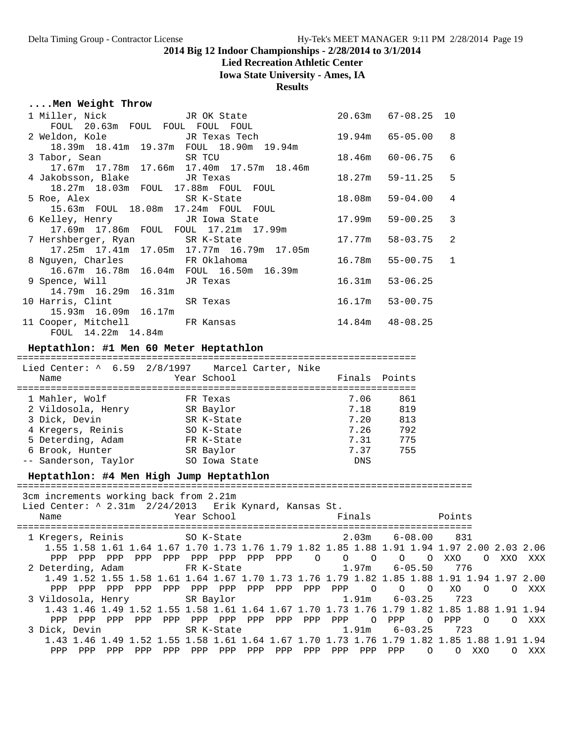**2014 Big 12 Indoor Championships - 2/28/2014 to 3/1/2014**

**Lied Recreation Athletic Center**

**Iowa State University - Ames, IA**

**Results**

### ....Men Weight Throw

```
 1 Miller, Nick             JR OK State                20.63m   67-08.25  10
     FOUL  20.63m  FOUL  FOUL  FOUL  FOUL
 2 Weldon, Kole             JR Texas Tech              19.94m   65-05.00   8
     18.39m  18.41m  19.37m  FOUL  18.90m  19.94m
 3 Tabor, Sean              SR TCU                     18.46m   60-06.75   6
     17.67m  17.78m  17.66m  17.40m  17.57m  18.46m
 4 Jakobsson, Blake         JR Texas                   18.27m   59-11.25   5
     18.27m  18.03m  FOUL  17.88m  FOUL  FOUL
 5 Roe, Alex                SR K-State                 18.08m   59-04.00   4
     15.63m  FOUL  18.08m  17.24m  FOUL  FOUL
 6 Kelley, Henry            JR Iowa State              17.99m   59-00.25   3
     17.69m  17.86m  FOUL  FOUL  17.21m  17.99m
 7 Hershberger, Ryan        SR K-State                 17.77m   58-03.75   2
     17.25m  17.41m  17.05m  17.77m  16.79m  17.05m
 8 Nguyen, Charles          FR Oklahoma                16.78m   55-00.75   1
     16.67m  16.78m  16.04m  FOUL  16.50m  16.39m
 9 Spence, Will             JR Texas                   16.31m   53-06.25
     14.79m  16.29m  16.31m
10 Harris, Clint            SR Texas                   16.17m   53-00.75
     15.93m  16.09m  16.17m
11 Cooper, Mitchell         FR Kansas                  14.84m   48-08.25
     FOUL  14.22m  14.84m
```

### Heptathlon: #1 Men 60 Meter Heptathlon

```
=======================================================================
 Lied Center: ^  6.59  2/8/1997    Marcel Carter, Nike
   Name                    Year School                 Finals  Points
=======================================================================
  1 Mahler, Wolf           FR Texas                     7.06     861
  2 Vildosola, Henry       SR Baylor                    7.18     819
  3 Dick, Devin            SR K-State                   7.20     813
  4 Kregers, Reinis        SO K-State                   7.26     792
  5 Deterding, Adam        FR K-State                   7.31     775
  6 Brook, Hunter          SR Baylor                    7.37     755
 -- Sanderson, Taylor      SO Iowa State                 DNS
```

### Heptathlon: #4 Men High Jump Heptathlon

```
=================================================================================
 3cm increments working back from 2.21m
 Lied Center: ^ 2.31m  2/24/2013   Erik Kynard, Kansas St.
   Name                    Year School                 Finals              Points
=================================================================================
  1 Kregers, Reinis        SO K-State                    2.03m    6-08.00    831
    1.55 1.58 1.61 1.64 1.67 1.70 1.73 1.76 1.79 1.82 1.85 1.88 1.91 1.94 1.97 2.00 2.03 2.06
     PPP  PPP  PPP  PPP  PPP  PPP  PPP  PPP  PPP    O    O    O    O    O  XXO    O  XXO  XXX
  2 Deterding, Adam        FR K-State                    1.97m    6-05.50    776
    1.49 1.52 1.55 1.58 1.61 1.64 1.67 1.70 1.73 1.76 1.79 1.82 1.85 1.88 1.91 1.94 1.97 2.00
     PPP  PPP  PPP  PPP  PPP  PPP  PPP  PPP  PPP  PPP  PPP    O    O    O   XO    O    O  XXX
  3 Vildosola, Henry       SR Baylor                     1.91m    6-03.25    723
    1.43 1.46 1.49 1.52 1.55 1.58 1.61 1.64 1.67 1.70 1.73 1.76 1.79 1.82 1.85 1.88 1.91 1.94
     PPP  PPP  PPP  PPP  PPP  PPP  PPP  PPP  PPP  PPP  PPP    O  PPP    O  PPP    O    O  XXX
  3 Dick, Devin            SR K-State                    1.91m    6-03.25    723
    1.43 1.46 1.49 1.52 1.55 1.58 1.61 1.64 1.67 1.70 1.73 1.76 1.79 1.82 1.85 1.88 1.91 1.94
     PPP  PPP  PPP  PPP  PPP  PPP  PPP  PPP  PPP  PPP  PPP  PPP  PPP    O    O  XXO    O  XXX
```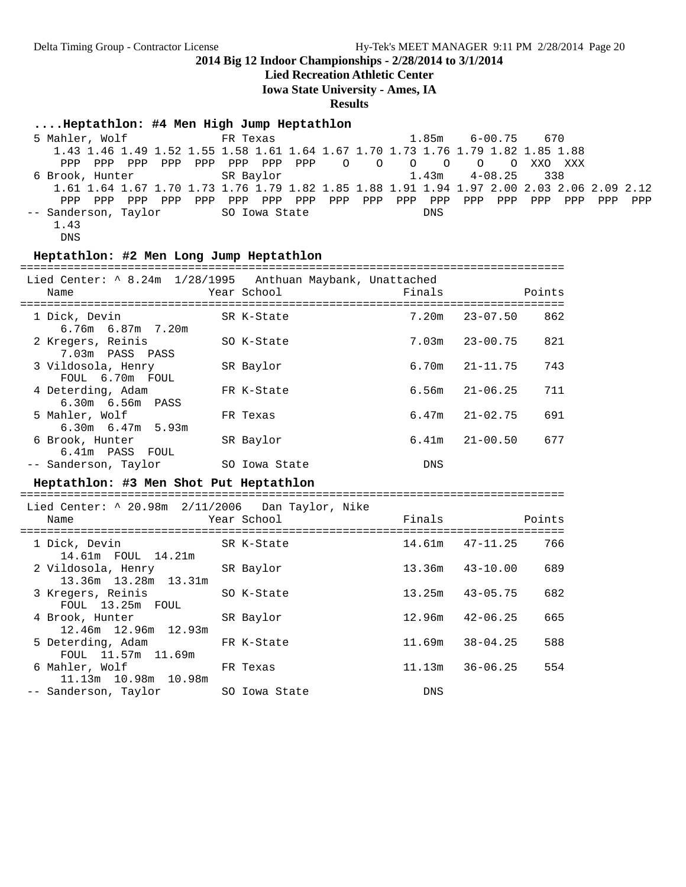## 2014 Big 12 Indoor Championships - 2/28/2014 to 3/1/2014

**Lied Recreation Athletic Center**

**Iowa State University - Ames, IA**

**Results**

### ....Heptathlon: #4 Men High Jump Heptathlon

```
 5 Mahler, Wolf              FR Texas                     1.85m    6-00.75    670 
    1.43 1.46 1.49 1.52 1.55 1.58 1.61 1.64 1.67 1.70 1.73 1.76 1.79 1.82 1.85 1.88
     PPP  PPP  PPP  PPP  PPP  PPP  PPP  PPP    O    O    O    O    O    O  XXO  XXX
 6 Brook, Hunter             SR Baylor                    1.43m    4-08.25    338 
    1.61 1.64 1.67 1.70 1.73 1.76 1.79 1.82 1.85 1.88 1.91 1.94 1.97 2.00 2.03 2.06 2.09 2.12
     PPP  PPP  PPP  PPP  PPP  PPP  PPP  PPP  PPP  PPP  PPP  PPP  PPP  PPP  PPP  PPP  PPP  PPP
-- Sanderson, Taylor         SO Iowa State                  DNS                   
    1.43
     DNS
```

### Heptathlon: #2 Men Long Jump Heptathlon

Lied Center: ^ 8.24m 1/28/1995 Anthuan Maybank, Unattached

| Place | Name | Year | School | Finals | | Points |
|---|---|---|---|---|---|---|
| 1 | Dick, Devin | SR | K-State | 7.20m | 23-07.50 | 862 |
| | 6.76m 6.87m 7.20m | | | | | |
| 2 | Kregers, Reinis | SO | K-State | 7.03m | 23-00.75 | 821 |
| | 7.03m PASS PASS | | | | | |
| 3 | Vildosola, Henry | SR | Baylor | 6.70m | 21-11.75 | 743 |
| | FOUL 6.70m FOUL | | | | | |
| 4 | Deterding, Adam | FR | K-State | 6.56m | 21-06.25 | 711 |
| | 6.30m 6.56m PASS | | | | | |
| 5 | Mahler, Wolf | FR | Texas | 6.47m | 21-02.75 | 691 |
| | 6.30m 6.47m 5.93m | | | | | |
| 6 | Brook, Hunter | SR | Baylor | 6.41m | 21-00.50 | 677 |
| | 6.41m PASS FOUL | | | | | |
| -- | Sanderson, Taylor | SO | Iowa State | DNS | | |

### Heptathlon: #3 Men Shot Put Heptathlon

Lied Center: ^ 20.98m 2/11/2006 Dan Taylor, Nike

| Place | Name | Year | School | Finals | | Points |
|---|---|---|---|---|---|---|
| 1 | Dick, Devin | SR | K-State | 14.61m | 47-11.25 | 766 |
| | 14.61m FOUL 14.21m | | | | | |
| 2 | Vildosola, Henry | SR | Baylor | 13.36m | 43-10.00 | 689 |
| | 13.36m 13.28m 13.31m | | | | | |
| 3 | Kregers, Reinis | SO | K-State | 13.25m | 43-05.75 | 682 |
| | FOUL 13.25m FOUL | | | | | |
| 4 | Brook, Hunter | SR | Baylor | 12.96m | 42-06.25 | 665 |
| | 12.46m 12.96m 12.93m | | | | | |
| 5 | Deterding, Adam | FR | K-State | 11.69m | 38-04.25 | 588 |
| | FOUL 11.57m 11.69m | | | | | |
| 6 | Mahler, Wolf | FR | Texas | 11.13m | 36-06.25 | 554 |
| | 11.13m 10.98m 10.98m | | | | | |
| -- | Sanderson, Taylor | SO | Iowa State | DNS | | |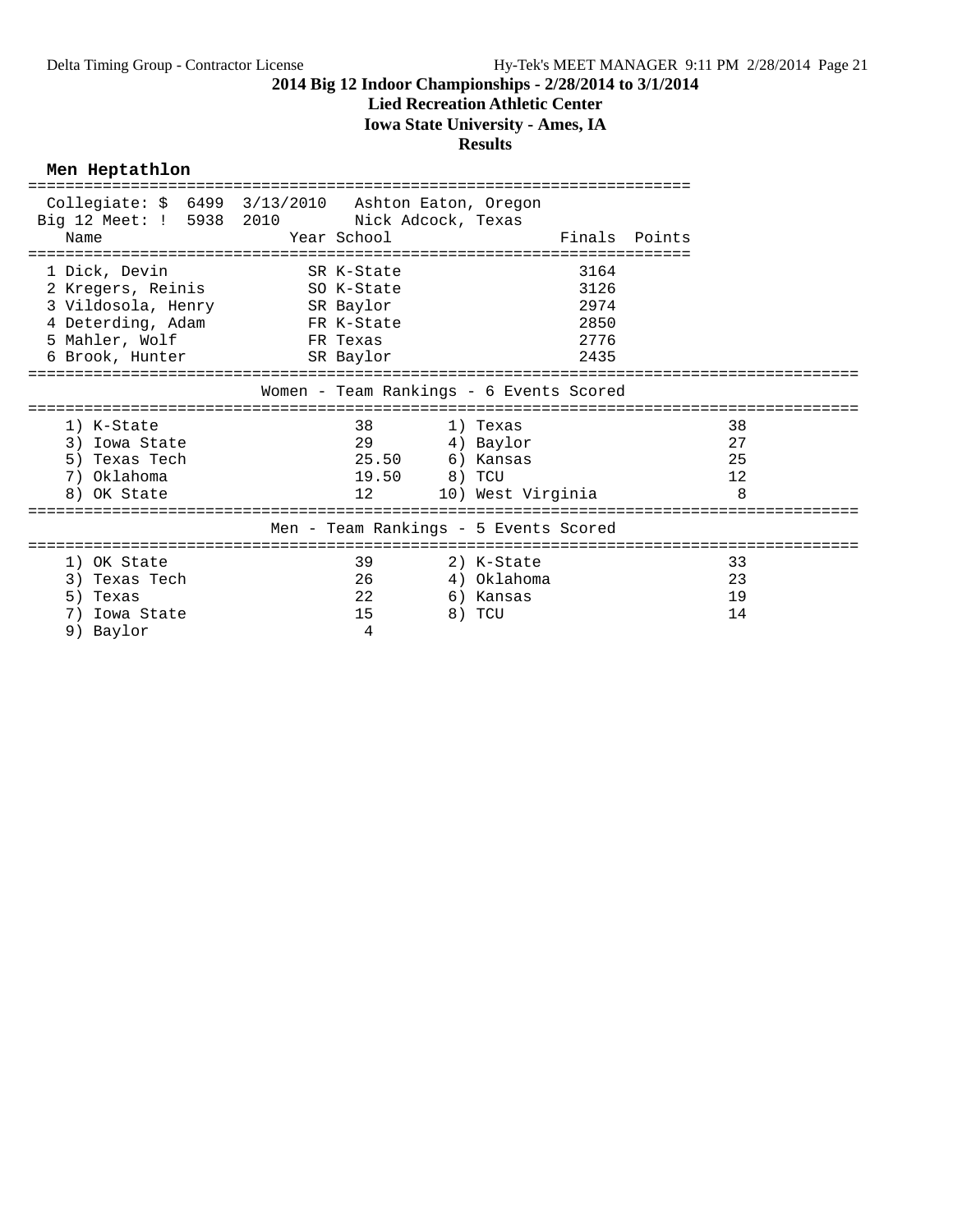# 2014 Big 12 Indoor Championships - 2/28/2014 to 3/1/2014

**Lied Recreation Athletic Center**

**Iowa State University - Ames, IA**

**Results**

## Men Heptathlon

Collegiate: $ 6499 3/13/2010 Ashton Eaton, Oregon

Big 12 Meet: ! 5938 2010 Nick Adcock, Texas

| Name | Year | School | Finals | Points |
|---|---|---|---|---|
| 1 Dick, Devin | SR | K-State | 3164 | |
| 2 Kregers, Reinis | SO | K-State | 3126 | |
| 3 Vildosola, Henry | SR | Baylor | 2974 | |
| 4 Deterding, Adam | FR | K-State | 2850 | |
| 5 Mahler, Wolf | FR | Texas | 2776 | |
| 6 Brook, Hunter | SR | Baylor | 2435 | |

### Women - Team Rankings - 6 Events Scored

| | | | |
|---|---|---|---|
| 1) K-State | 38 | 1) Texas | 38 |
| 3) Iowa State | 29 | 4) Baylor | 27 |
| 5) Texas Tech | 25.50 | 6) Kansas | 25 |
| 7) Oklahoma | 19.50 | 8) TCU | 12 |
| 8) OK State | 12 | 10) West Virginia | 8 |

### Men - Team Rankings - 5 Events Scored

| | | | |
|---|---|---|---|
| 1) OK State | 39 | 2) K-State | 33 |
| 3) Texas Tech | 26 | 4) Oklahoma | 23 |
| 5) Texas | 22 | 6) Kansas | 19 |
| 7) Iowa State | 15 | 8) TCU | 14 |
| 9) Baylor | 4 | | |